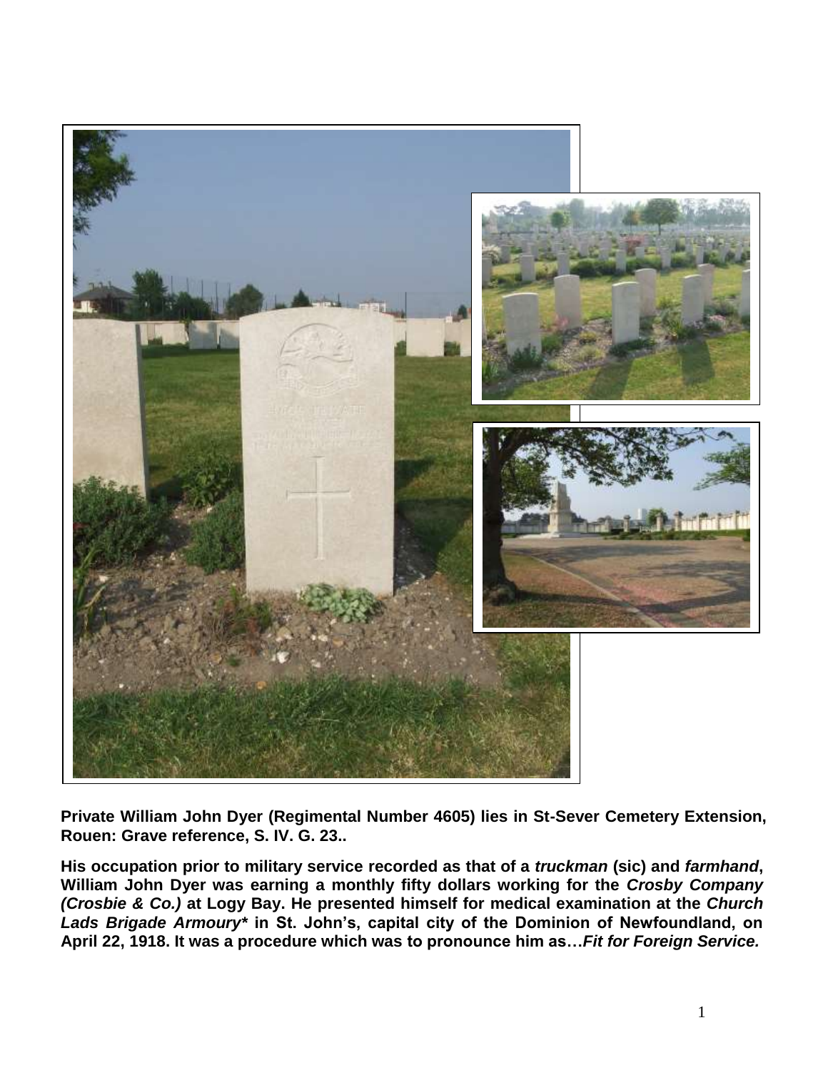**Private William John Dyer (Regimental Number 4605) lies in St-Sever Cemetery Extension, Rouen: Grave reference, S. IV. G. 23..**

**His occupation prior to military service recorded as that of a *truckman* (sic) and *farmhand*, William John Dyer was earning a monthly fifty dollars working for the *Crosby Company (Crosbie & Co.)* at Logy Bay. He presented himself for medical examination at the *Church Lads Brigade Armoury** in St. John's, capital city of the Dominion of Newfoundland, on April 22, 1918. It was a procedure which was to pronounce him as…*Fit for Foreign Service.***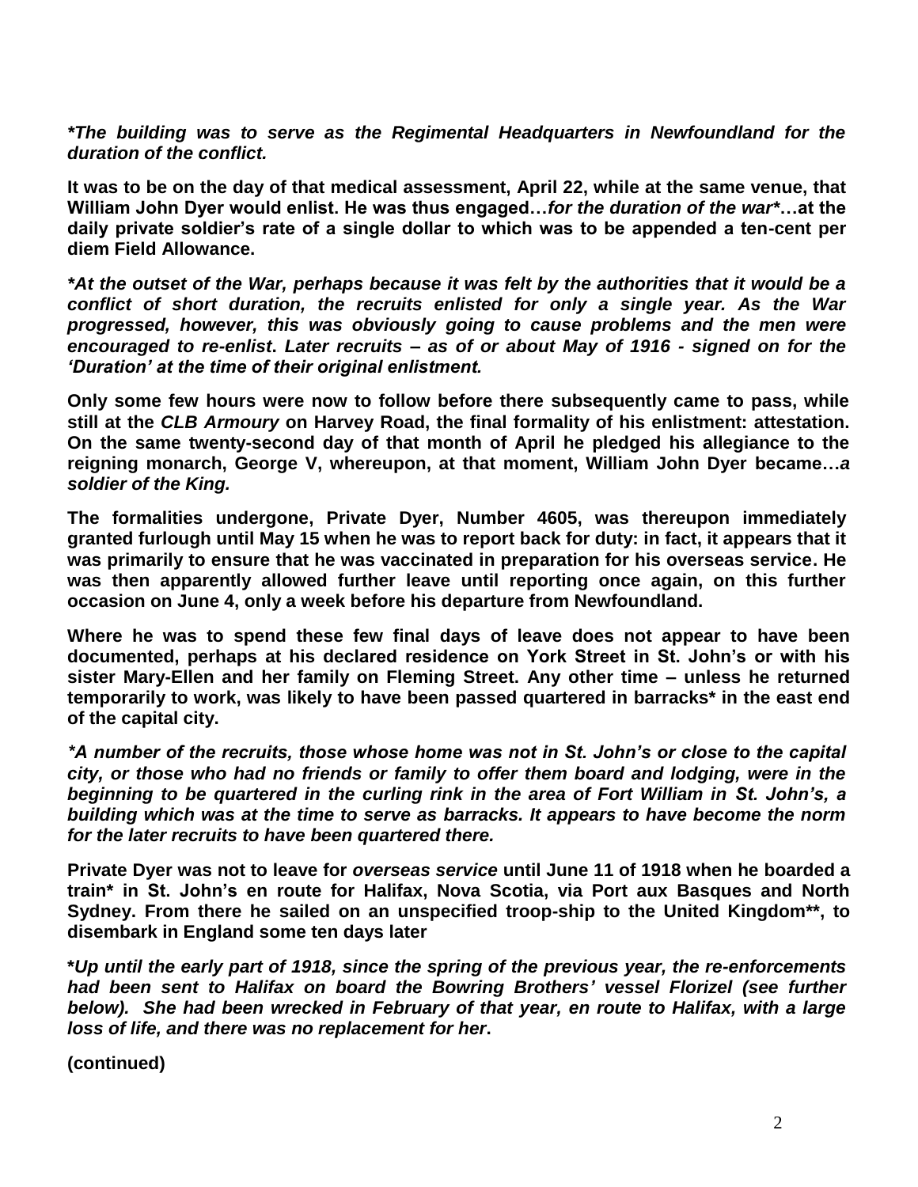***The building was to serve as the Regimental Headquarters in Newfoundland for the duration of the conflict.***

**It was to be on the day of that medical assessment, April 22, while at the same venue, that William John Dyer would enlist. He was thus engaged…*for the duration of the war****…at the daily private soldier's rate of a single dollar to which was to be appended a ten-cent per diem Field Allowance.**

***At the outset of the War, perhaps because it was felt by the authorities that it would be a conflict of short duration, the recruits enlisted for only a single year. As the War progressed, however, this was obviously going to cause problems and the men were encouraged to re-enlist. Later recruits – as of or about May of 1916 - signed on for the 'Duration' at the time of their original enlistment.***

**Only some few hours were now to follow before there subsequently came to pass, while still at the *CLB Armoury* on Harvey Road, the final formality of his enlistment: attestation. On the same twenty-second day of that month of April he pledged his allegiance to the reigning monarch, George V, whereupon, at that moment, William John Dyer became…*a soldier of the King.***

**The formalities undergone, Private Dyer, Number 4605, was thereupon immediately granted furlough until May 15 when he was to report back for duty: in fact, it appears that it was primarily to ensure that he was vaccinated in preparation for his overseas service. He was then apparently allowed further leave until reporting once again, on this further occasion on June 4, only a week before his departure from Newfoundland.**

**Where he was to spend these few final days of leave does not appear to have been documented, perhaps at his declared residence on York Street in St. John's or with his sister Mary-Ellen and her family on Fleming Street. Any other time – unless he returned temporarily to work, was likely to have been passed quartered in barracks* in the east end of the capital city.**

***A number of the recruits, those whose home was not in St. John's or close to the capital city, or those who had no friends or family to offer them board and lodging, were in the beginning to be quartered in the curling rink in the area of Fort William in St. John's, a building which was at the time to serve as barracks. It appears to have become the norm for the later recruits to have been quartered there.***

**Private Dyer was not to leave for *overseas service* until June 11 of 1918 when he boarded a train* in St. John's en route for Halifax, Nova Scotia, via Port aux Basques and North Sydney. From there he sailed on an unspecified troop-ship to the United Kingdom**, to disembark in England some ten days later**

***Up until the early part of 1918, since the spring of the previous year, the re-enforcements had been sent to Halifax on board the Bowring Brothers' vessel Florizel (see further below). She had been wrecked in February of that year, en route to Halifax, with a large loss of life, and there was no replacement for her*.**

**(continued)**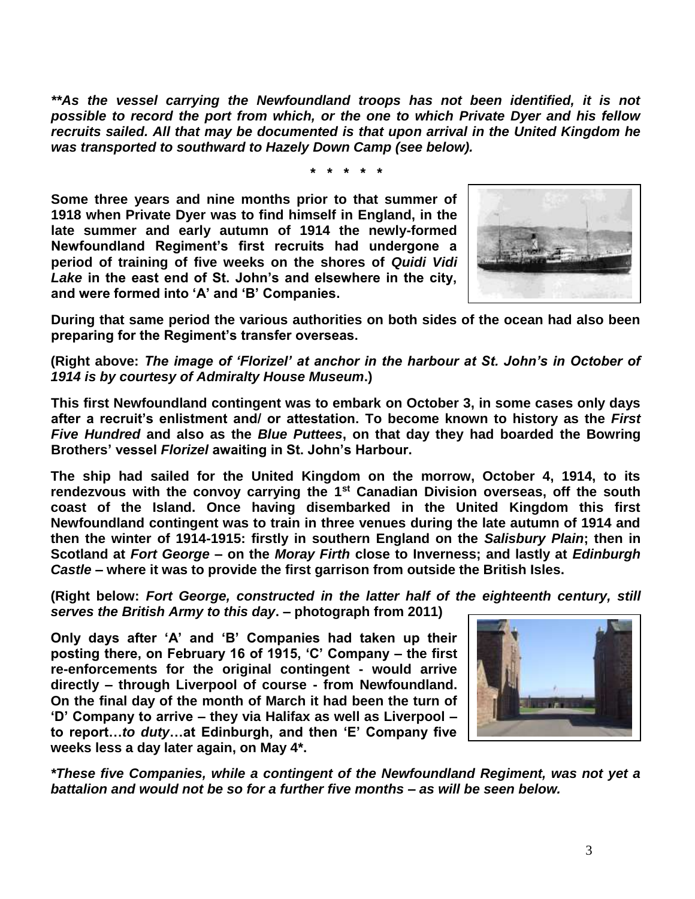***As the vessel carrying the Newfoundland troops has not been identified, it is not possible to record the port from which, or the one to which Private Dyer and his fellow recruits sailed. All that may be documented is that upon arrival in the United Kingdom he was transported to southward to Hazely Down Camp (see below).***

**\* \* \* \* \***

**Some three years and nine months prior to that summer of 1918 when Private Dyer was to find himself in England, in the late summer and early autumn of 1914 the newly-formed Newfoundland Regiment's first recruits had undergone a period of training of five weeks on the shores of *Quidi Vidi Lake* in the east end of St. John's and elsewhere in the city, and were formed into 'A' and 'B' Companies.**

**During that same period the various authorities on both sides of the ocean had also been preparing for the Regiment's transfer overseas.**

**(Right above: *The image of 'Florizel' at anchor in the harbour at St. John's in October of 1914 is by courtesy of Admiralty House Museum*.)**

**This first Newfoundland contingent was to embark on October 3, in some cases only days after a recruit's enlistment and/ or attestation. To become known to history as the *First Five Hundred* and also as the *Blue Puttees*, on that day they had boarded the Bowring Brothers' vessel *Florizel* awaiting in St. John's Harbour.**

**The ship had sailed for the United Kingdom on the morrow, October 4, 1914, to its rendezvous with the convoy carrying the 1st Canadian Division overseas, off the south coast of the Island. Once having disembarked in the United Kingdom this first Newfoundland contingent was to train in three venues during the late autumn of 1914 and then the winter of 1914-1915: firstly in southern England on the *Salisbury Plain*; then in Scotland at *Fort George* – on the *Moray Firth* close to Inverness; and lastly at *Edinburgh Castle* – where it was to provide the first garrison from outside the British Isles.**

**(Right below: *Fort George, constructed in the latter half of the eighteenth century, still serves the British Army to this day*. – photograph from 2011)**

**Only days after 'A' and 'B' Companies had taken up their posting there, on February 16 of 1915, 'C' Company – the first re-enforcements for the original contingent - would arrive directly – through Liverpool of course - from Newfoundland. On the final day of the month of March it had been the turn of 'D' Company to arrive – they via Halifax as well as Liverpool – to report…*to duty*…at Edinburgh, and then 'E' Company five weeks less a day later again, on May 4\*.**

***\*These five Companies, while a contingent of the Newfoundland Regiment, was not yet a battalion and would not be so for a further five months – as will be seen below.***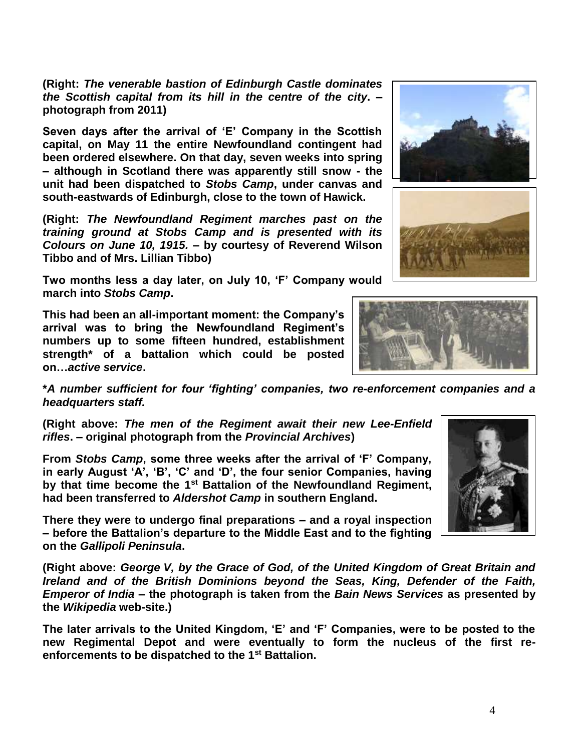**(Right: *The venerable bastion of Edinburgh Castle dominates the Scottish capital from its hill in the centre of the city*. – photograph from 2011)**

**Seven days after the arrival of 'E' Company in the Scottish capital, on May 11 the entire Newfoundland contingent had been ordered elsewhere. On that day, seven weeks into spring – although in Scotland there was apparently still snow - the unit had been dispatched to *Stobs Camp*, under canvas and south-eastwards of Edinburgh, close to the town of Hawick.**

**(Right: *The Newfoundland Regiment marches past on the training ground at Stobs Camp and is presented with its Colours on June 10, 1915.* – by courtesy of Reverend Wilson Tibbo and of Mrs. Lillian Tibbo)**

**Two months less a day later, on July 10, 'F' Company would march into *Stobs Camp*.**

**This had been an all-important moment: the Company's arrival was to bring the Newfoundland Regiment's numbers up to some fifteen hundred, establishment strength* of a battalion which could be posted on…*active service*.**

***A number sufficient for four 'fighting' companies, two re-enforcement companies and a headquarters staff.***

**(Right above: *The men of the Regiment await their new Lee-Enfield rifles*. – original photograph from the *Provincial Archives*)**

**From *Stobs Camp*, some three weeks after the arrival of 'F' Company, in early August 'A', 'B', 'C' and 'D', the four senior Companies, having by that time become the 1st Battalion of the Newfoundland Regiment, had been transferred to *Aldershot Camp* in southern England.**

**There they were to undergo final preparations – and a royal inspection – before the Battalion's departure to the Middle East and to the fighting on the *Gallipoli Peninsula*.**

**(Right above: *George V, by the Grace of God, of the United Kingdom of Great Britain and Ireland and of the British Dominions beyond the Seas, King, Defender of the Faith, Emperor of India* – the photograph is taken from the *Bain News Services* as presented by the *Wikipedia* web-site.)**

**The later arrivals to the United Kingdom, 'E' and 'F' Companies, were to be posted to the new Regimental Depot and were eventually to form the nucleus of the first re-enforcements to be dispatched to the 1st Battalion.**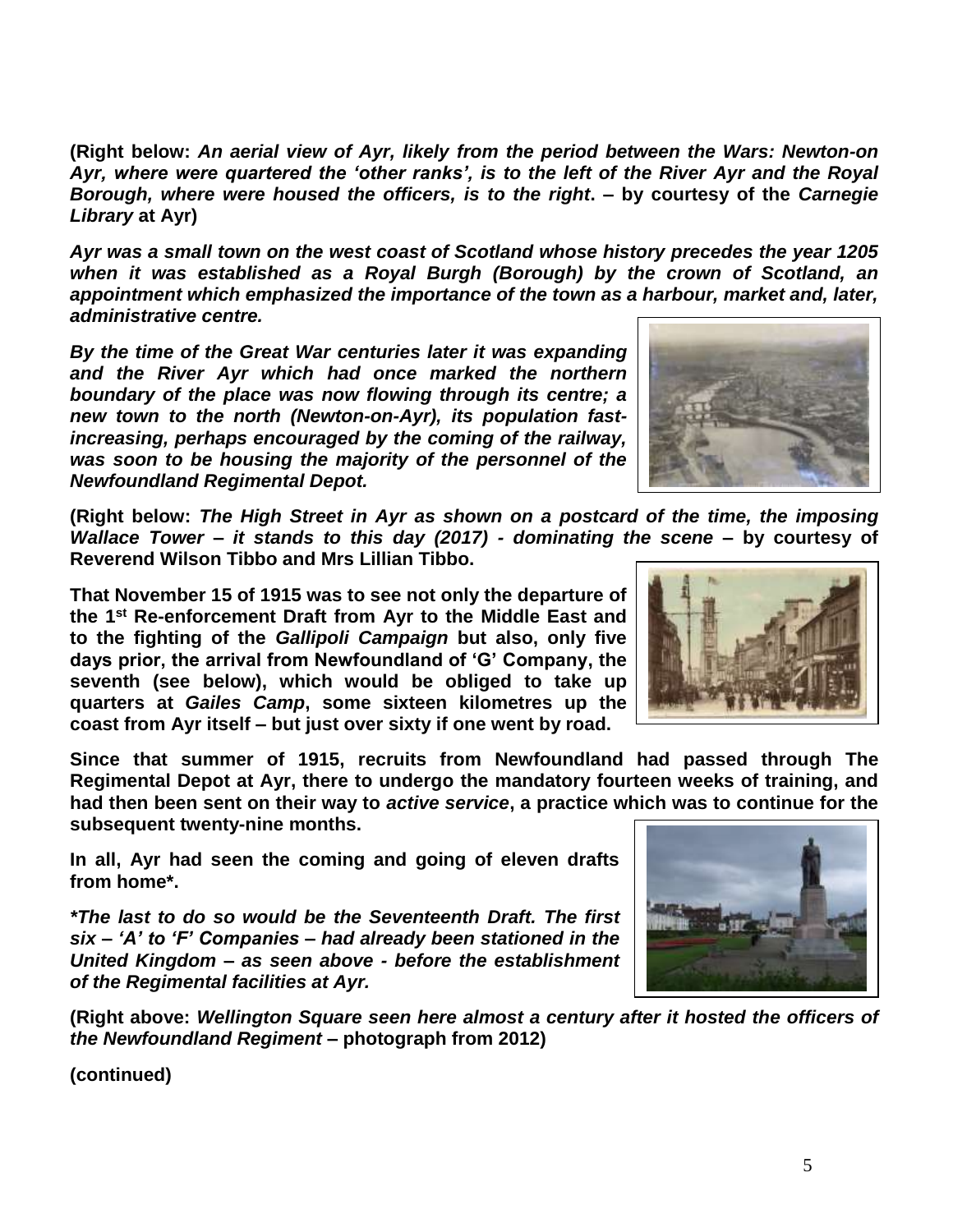**(Right below: *An aerial view of Ayr, likely from the period between the Wars: Newton-on Ayr, where were quartered the 'other ranks', is to the left of the River Ayr and the Royal Borough, where were housed the officers, is to the right*. – by courtesy of the *Carnegie Library* at Ayr)**

***Ayr was a small town on the west coast of Scotland whose history precedes the year 1205 when it was established as a Royal Burgh (Borough) by the crown of Scotland, an appointment which emphasized the importance of the town as a harbour, market and, later, administrative centre.***

***By the time of the Great War centuries later it was expanding and the River Ayr which had once marked the northern boundary of the place was now flowing through its centre; a new town to the north (Newton-on-Ayr), its population fast-increasing, perhaps encouraged by the coming of the railway, was soon to be housing the majority of the personnel of the Newfoundland Regimental Depot.***

**(Right below: *The High Street in Ayr as shown on a postcard of the time, the imposing Wallace Tower – it stands to this day (2017) - dominating the scene* – by courtesy of Reverend Wilson Tibbo and Mrs Lillian Tibbo.**

**That November 15 of 1915 was to see not only the departure of the 1st Re-enforcement Draft from Ayr to the Middle East and to the fighting of the *Gallipoli Campaign* but also, only five days prior, the arrival from Newfoundland of 'G' Company, the seventh (see below), which would be obliged to take up quarters at *Gailes Camp*, some sixteen kilometres up the coast from Ayr itself – but just over sixty if one went by road.**

**Since that summer of 1915, recruits from Newfoundland had passed through The Regimental Depot at Ayr, there to undergo the mandatory fourteen weeks of training, and had then been sent on their way to *active service*, a practice which was to continue for the subsequent twenty-nine months.**

**In all, Ayr had seen the coming and going of eleven drafts from home\*.**

***\*The last to do so would be the Seventeenth Draft. The first six – 'A' to 'F' Companies – had already been stationed in the United Kingdom – as seen above - before the establishment of the Regimental facilities at Ayr.***

**(Right above: *Wellington Square seen here almost a century after it hosted the officers of the Newfoundland Regiment* – photograph from 2012)**

**(continued)**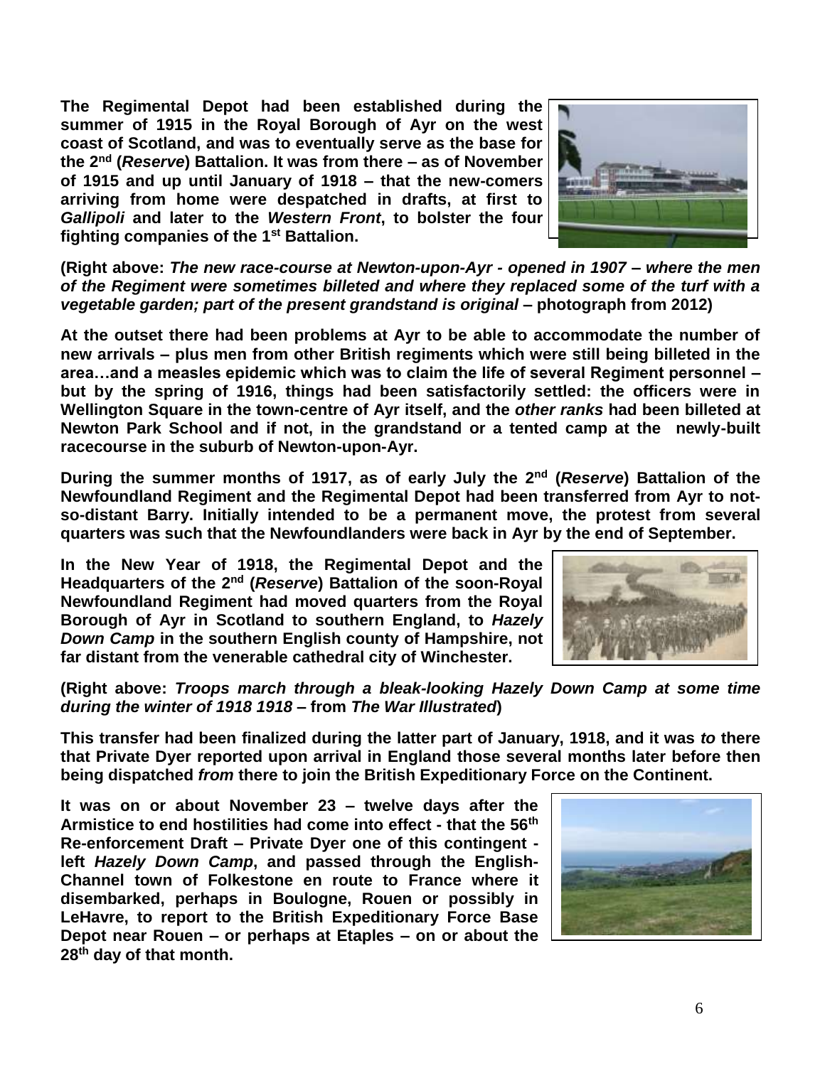**The Regimental Depot had been established during the summer of 1915 in the Royal Borough of Ayr on the west coast of Scotland, and was to eventually serve as the base for the 2nd (*Reserve*) Battalion. It was from there – as of November of 1915 and up until January of 1918 – that the new-comers arriving from home were despatched in drafts, at first to *Gallipoli* and later to the *Western Front*, to bolster the four fighting companies of the 1st Battalion.**

**(Right above: *The new race-course at Newton-upon-Ayr - opened in 1907 – where the men of the Regiment were sometimes billeted and where they replaced some of the turf with a vegetable garden; part of the present grandstand is original* – photograph from 2012)**

**At the outset there had been problems at Ayr to be able to accommodate the number of new arrivals – plus men from other British regiments which were still being billeted in the area…and a measles epidemic which was to claim the life of several Regiment personnel – but by the spring of 1916, things had been satisfactorily settled: the officers were in Wellington Square in the town-centre of Ayr itself, and the *other ranks* had been billeted at Newton Park School and if not, in the grandstand or a tented camp at the newly-built racecourse in the suburb of Newton-upon-Ayr.**

**During the summer months of 1917, as of early July the 2nd (*Reserve*) Battalion of the Newfoundland Regiment and the Regimental Depot had been transferred from Ayr to not-so-distant Barry. Initially intended to be a permanent move, the protest from several quarters was such that the Newfoundlanders were back in Ayr by the end of September.**

**In the New Year of 1918, the Regimental Depot and the Headquarters of the 2nd (*Reserve*) Battalion of the soon-Royal Newfoundland Regiment had moved quarters from the Royal Borough of Ayr in Scotland to southern England, to *Hazely Down Camp* in the southern English county of Hampshire, not far distant from the venerable cathedral city of Winchester.**

**(Right above: *Troops march through a bleak-looking Hazely Down Camp at some time during the winter of 1918 1918* – from *The War Illustrated*)**

**This transfer had been finalized during the latter part of January, 1918, and it was *to* there that Private Dyer reported upon arrival in England those several months later before then being dispatched *from* there to join the British Expeditionary Force on the Continent.**

**It was on or about November 23 – twelve days after the Armistice to end hostilities had come into effect - that the 56th Re-enforcement Draft – Private Dyer one of this contingent - left *Hazely Down Camp*, and passed through the English-Channel town of Folkestone en route to France where it disembarked, perhaps in Boulogne, Rouen or possibly in LeHavre, to report to the British Expeditionary Force Base Depot near Rouen – or perhaps at Etaples – on or about the 28th day of that month.**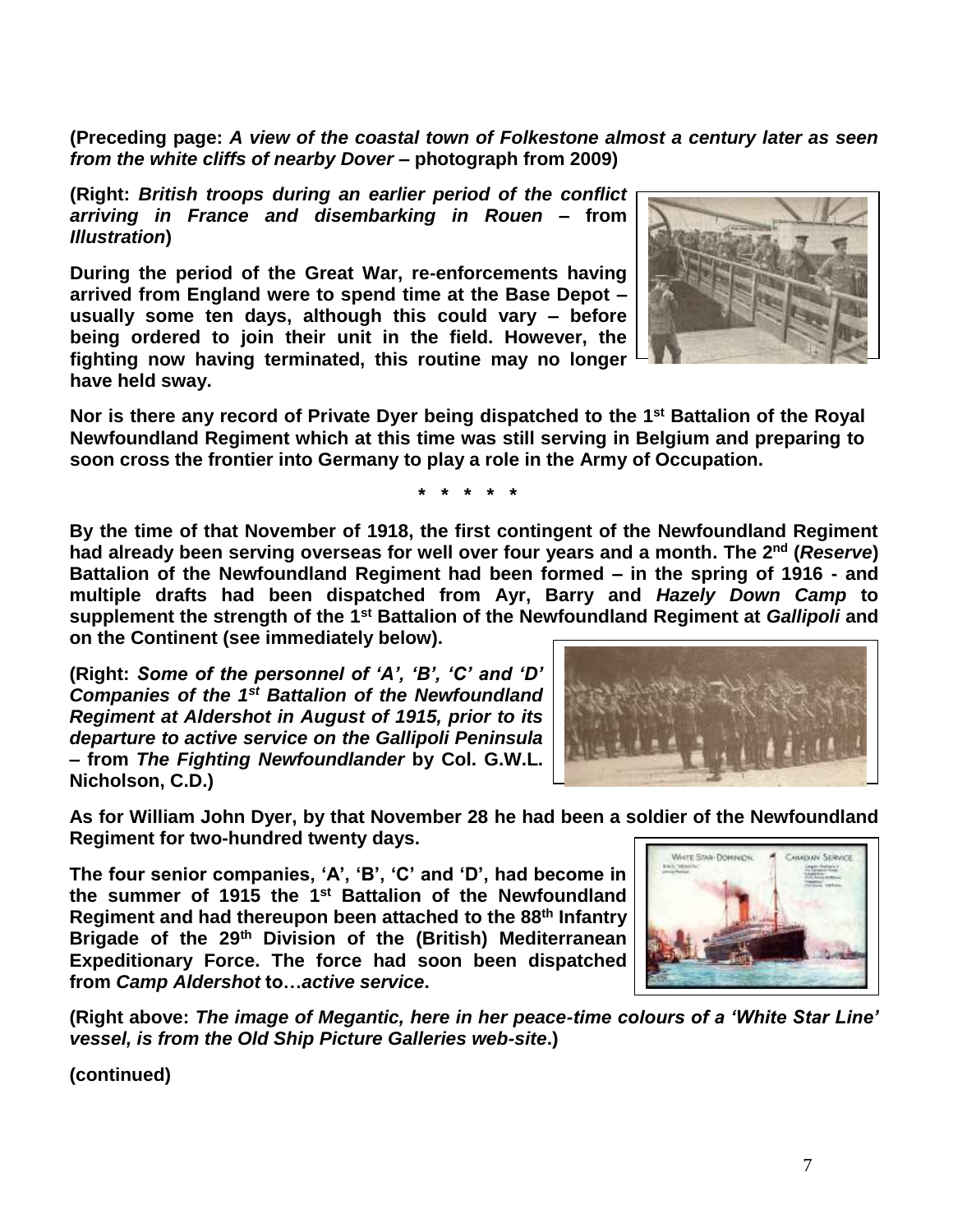**(Preceding page: *A view of the coastal town of Folkestone almost a century later as seen from the white cliffs of nearby Dover* – photograph from 2009)**

**(Right: *British troops during an earlier period of the conflict arriving in France and disembarking in Rouen* – from *Illustration*)**

**During the period of the Great War, re-enforcements having arrived from England were to spend time at the Base Depot – usually some ten days, although this could vary – before being ordered to join their unit in the field. However, the fighting now having terminated, this routine may no longer have held sway.**

**Nor is there any record of Private Dyer being dispatched to the 1st Battalion of the Royal Newfoundland Regiment which at this time was still serving in Belgium and preparing to soon cross the frontier into Germany to play a role in the Army of Occupation.**

**\* \* \* \* \***

**By the time of that November of 1918, the first contingent of the Newfoundland Regiment had already been serving overseas for well over four years and a month. The 2nd (*Reserve*) Battalion of the Newfoundland Regiment had been formed – in the spring of 1916 - and multiple drafts had been dispatched from Ayr, Barry and *Hazely Down Camp* to supplement the strength of the 1st Battalion of the Newfoundland Regiment at *Gallipoli* and on the Continent (see immediately below).**

**(Right: *Some of the personnel of 'A', 'B', 'C' and 'D' Companies of the 1st Battalion of the Newfoundland Regiment at Aldershot in August of 1915, prior to its departure to active service on the Gallipoli Peninsula* – from *The Fighting Newfoundlander* by Col. G.W.L. Nicholson, C.D.)**

**As for William John Dyer, by that November 28 he had been a soldier of the Newfoundland Regiment for two-hundred twenty days.**

**The four senior companies, 'A', 'B', 'C' and 'D', had become in the summer of 1915 the 1st Battalion of the Newfoundland Regiment and had thereupon been attached to the 88th Infantry Brigade of the 29th Division of the (British) Mediterranean Expeditionary Force. The force had soon been dispatched from *Camp Aldershot* to…*active service*.**

**(Right above: *The image of Megantic, here in her peace-time colours of a 'White Star Line' vessel, is from the Old Ship Picture Galleries web-site*.)**

**(continued)**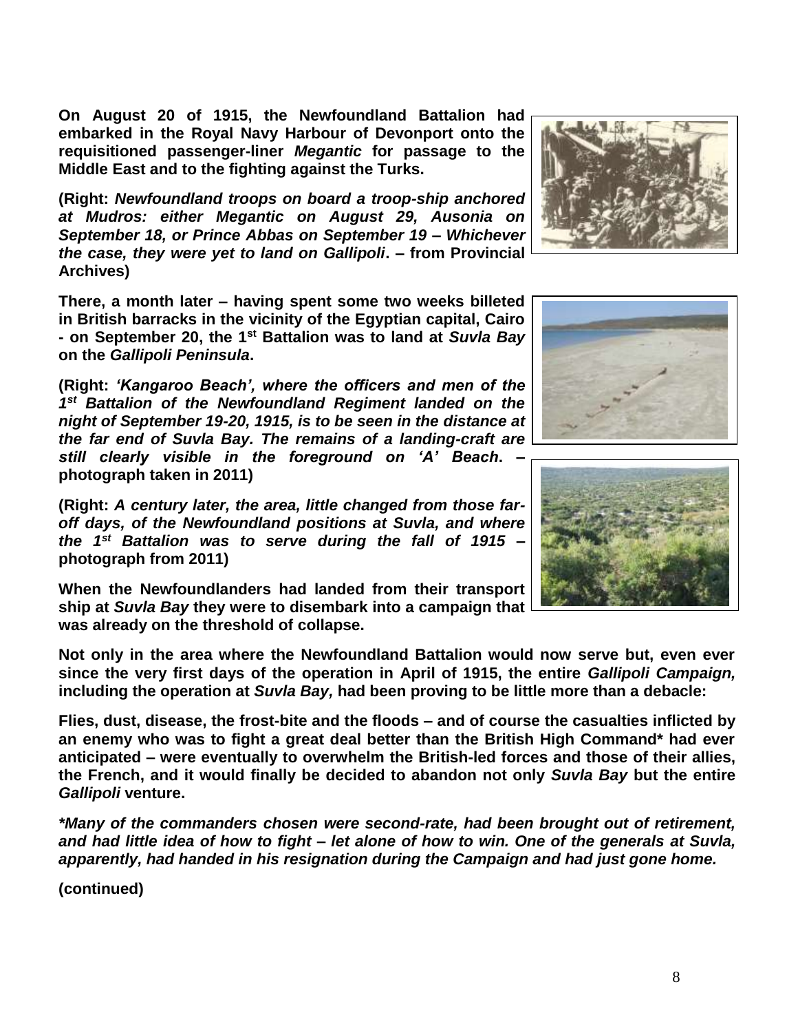**On August 20 of 1915, the Newfoundland Battalion had embarked in the Royal Navy Harbour of Devonport onto the requisitioned passenger-liner *Megantic* for passage to the Middle East and to the fighting against the Turks.**

**(Right: *Newfoundland troops on board a troop-ship anchored at Mudros: either Megantic on August 29, Ausonia on September 18, or Prince Abbas on September 19 – Whichever the case, they were yet to land on Gallipoli*. – from Provincial Archives)**

**There, a month later – having spent some two weeks billeted in British barracks in the vicinity of the Egyptian capital, Cairo - on September 20, the 1st Battalion was to land at *Suvla Bay* on the *Gallipoli Peninsula*.**

**(Right: *'Kangaroo Beach', where the officers and men of the 1st Battalion of the Newfoundland Regiment landed on the night of September 19-20, 1915, is to be seen in the distance at the far end of Suvla Bay. The remains of a landing-craft are still clearly visible in the foreground on 'A' Beach*. – photograph taken in 2011)**

**(Right: *A century later, the area, little changed from those far-off days, of the Newfoundland positions at Suvla, and where the 1st Battalion was to serve during the fall of 1915* – photograph from 2011)**

**When the Newfoundlanders had landed from their transport ship at *Suvla Bay* they were to disembark into a campaign that was already on the threshold of collapse.**

**Not only in the area where the Newfoundland Battalion would now serve but, even ever since the very first days of the operation in April of 1915, the entire *Gallipoli Campaign,* including the operation at *Suvla Bay,* had been proving to be little more than a debacle:**

**Flies, dust, disease, the frost-bite and the floods – and of course the casualties inflicted by an enemy who was to fight a great deal better than the British High Command\* had ever anticipated – were eventually to overwhelm the British-led forces and those of their allies, the French, and it would finally be decided to abandon not only *Suvla Bay* but the entire *Gallipoli* venture.**

***\*Many of the commanders chosen were second-rate, had been brought out of retirement, and had little idea of how to fight – let alone of how to win. One of the generals at Suvla, apparently, had handed in his resignation during the Campaign and had just gone home.***

**(continued)**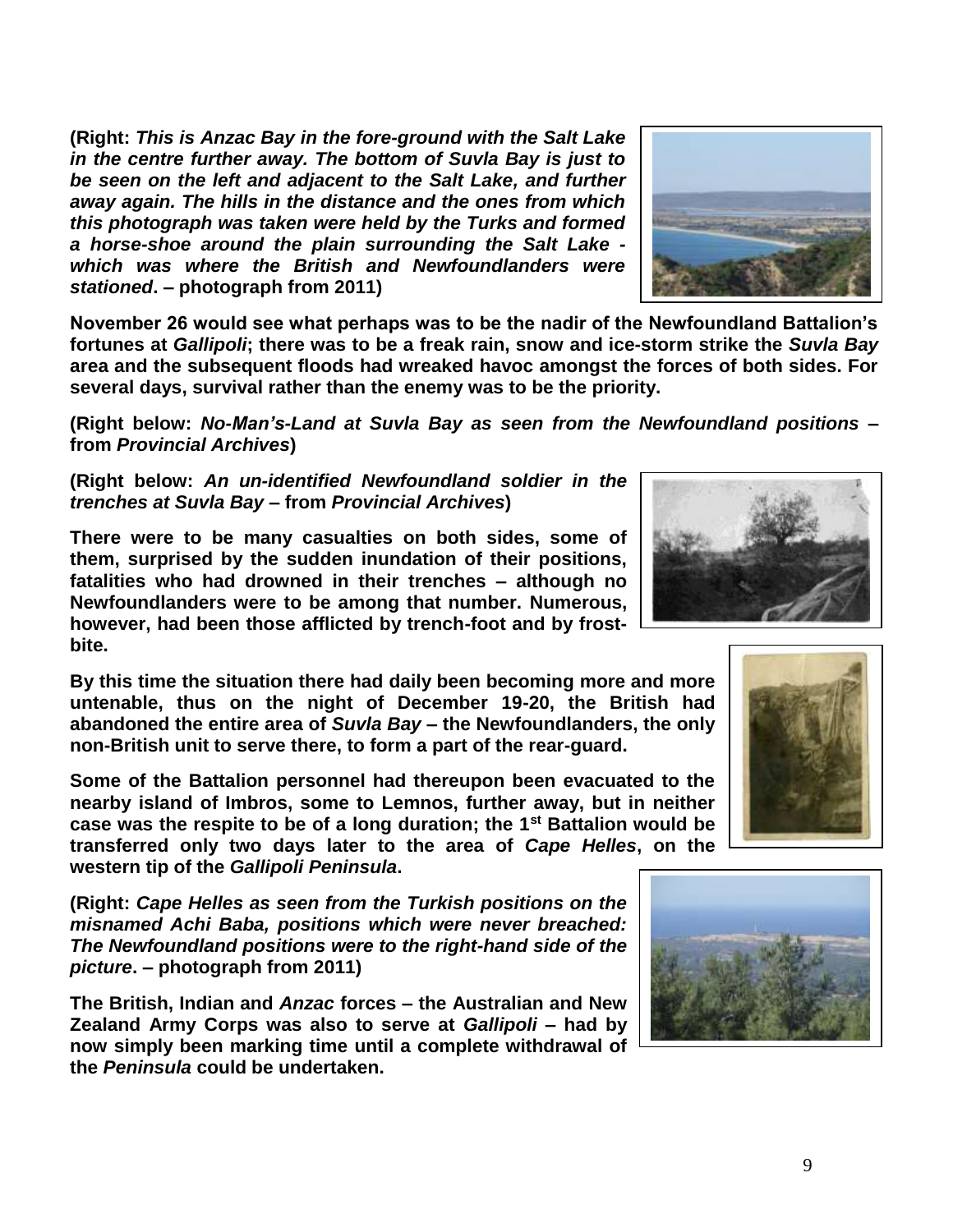**(Right: *This is Anzac Bay in the fore-ground with the Salt Lake in the centre further away. The bottom of Suvla Bay is just to be seen on the left and adjacent to the Salt Lake, and further away again. The hills in the distance and the ones from which this photograph was taken were held by the Turks and formed a horse-shoe around the plain surrounding the Salt Lake - which was where the British and Newfoundlanders were stationed*. – photograph from 2011)**

**November 26 would see what perhaps was to be the nadir of the Newfoundland Battalion's fortunes at *Gallipoli*; there was to be a freak rain, snow and ice-storm strike the *Suvla Bay* area and the subsequent floods had wreaked havoc amongst the forces of both sides. For several days, survival rather than the enemy was to be the priority.**

**(Right below: *No-Man's-Land at Suvla Bay as seen from the Newfoundland positions* – from *Provincial Archives*)**

**(Right below: *An un-identified Newfoundland soldier in the trenches at Suvla Bay* – from *Provincial Archives*)**

**There were to be many casualties on both sides, some of them, surprised by the sudden inundation of their positions, fatalities who had drowned in their trenches – although no Newfoundlanders were to be among that number. Numerous, however, had been those afflicted by trench-foot and by frost-bite.**

**By this time the situation there had daily been becoming more and more untenable, thus on the night of December 19-20, the British had abandoned the entire area of *Suvla Bay* – the Newfoundlanders, the only non-British unit to serve there, to form a part of the rear-guard.**

**Some of the Battalion personnel had thereupon been evacuated to the nearby island of Imbros, some to Lemnos, further away, but in neither case was the respite to be of a long duration; the 1st Battalion would be transferred only two days later to the area of *Cape Helles*, on the western tip of the *Gallipoli Peninsula*.**

**(Right: *Cape Helles as seen from the Turkish positions on the misnamed Achi Baba, positions which were never breached: The Newfoundland positions were to the right-hand side of the picture*. – photograph from 2011)**

**The British, Indian and *Anzac* forces – the Australian and New Zealand Army Corps was also to serve at *Gallipoli* – had by now simply been marking time until a complete withdrawal of the *Peninsula* could be undertaken.**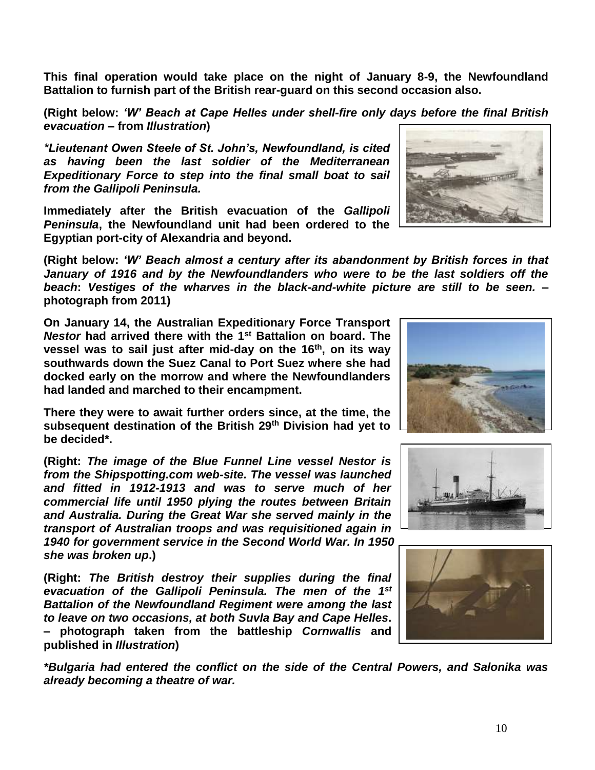**This final operation would take place on the night of January 8-9, the Newfoundland Battalion to furnish part of the British rear-guard on this second occasion also.**

**(Right below: *'W' Beach at Cape Helles under shell-fire only days before the final British evacuation* – from *Illustration*)**

***\*Lieutenant Owen Steele of St. John's, Newfoundland, is cited as having been the last soldier of the Mediterranean Expeditionary Force to step into the final small boat to sail from the Gallipoli Peninsula.***

**Immediately after the British evacuation of the *Gallipoli Peninsula*, the Newfoundland unit had been ordered to the Egyptian port-city of Alexandria and beyond.**

**(Right below: *'W' Beach almost a century after its abandonment by British forces in that January of 1916 and by the Newfoundlanders who were to be the last soldiers off the beach*: *Vestiges of the wharves in the black-and-white picture are still to be seen.* – photograph from 2011)**

**On January 14, the Australian Expeditionary Force Transport *Nestor* had arrived there with the 1st Battalion on board. The vessel was to sail just after mid-day on the 16th, on its way southwards down the Suez Canal to Port Suez where she had docked early on the morrow and where the Newfoundlanders had landed and marched to their encampment.**

**There they were to await further orders since, at the time, the subsequent destination of the British 29th Division had yet to be decided\*.**

**(Right: *The image of the Blue Funnel Line vessel Nestor is from the Shipspotting.com web-site. The vessel was launched and fitted in 1912-1913 and was to serve much of her commercial life until 1950 plying the routes between Britain and Australia. During the Great War she served mainly in the transport of Australian troops and was requisitioned again in 1940 for government service in the Second World War. In 1950 she was broken up*.)**

**(Right: *The British destroy their supplies during the final evacuation of the Gallipoli Peninsula. The men of the 1st Battalion of the Newfoundland Regiment were among the last to leave on two occasions, at both Suvla Bay and Cape Helles*. – photograph taken from the battleship *Cornwallis* and published in *Illustration*)**

***\*Bulgaria had entered the conflict on the side of the Central Powers, and Salonika was already becoming a theatre of war.***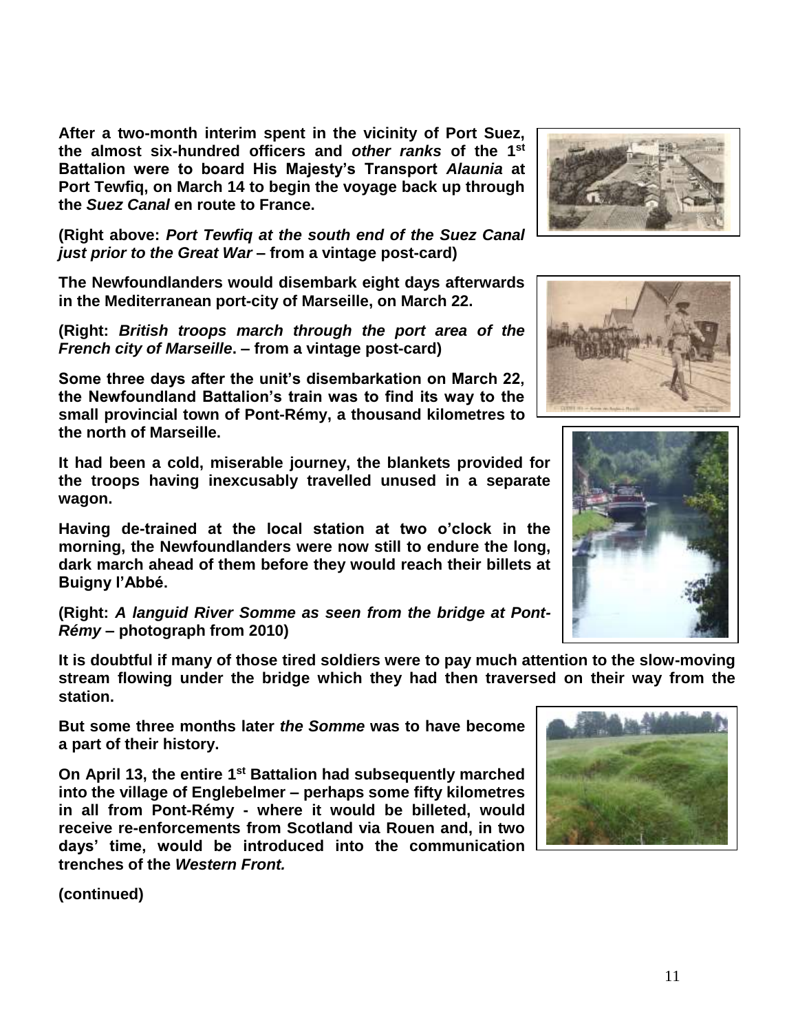**After a two-month interim spent in the vicinity of Port Suez, the almost six-hundred officers and *other ranks* of the 1st Battalion were to board His Majesty's Transport *Alaunia* at Port Tewfiq, on March 14 to begin the voyage back up through the *Suez Canal* en route to France.**

**(Right above: *Port Tewfiq at the south end of the Suez Canal just prior to the Great War* – from a vintage post-card)**

**The Newfoundlanders would disembark eight days afterwards in the Mediterranean port-city of Marseille, on March 22.**

**(Right: *British troops march through the port area of the French city of Marseille*. – from a vintage post-card)**

**Some three days after the unit's disembarkation on March 22, the Newfoundland Battalion's train was to find its way to the small provincial town of Pont-Rémy, a thousand kilometres to the north of Marseille.**

**It had been a cold, miserable journey, the blankets provided for the troops having inexcusably travelled unused in a separate wagon.**

**Having de-trained at the local station at two o'clock in the morning, the Newfoundlanders were now still to endure the long, dark march ahead of them before they would reach their billets at Buigny l'Abbé.**

**(Right: *A languid River Somme as seen from the bridge at Pont-Rémy* – photograph from 2010)**

**It is doubtful if many of those tired soldiers were to pay much attention to the slow-moving stream flowing under the bridge which they had then traversed on their way from the station.**

**But some three months later *the Somme* was to have become a part of their history.**

**On April 13, the entire 1st Battalion had subsequently marched into the village of Englebelmer – perhaps some fifty kilometres in all from Pont-Rémy - where it would be billeted, would receive re-enforcements from Scotland via Rouen and, in two days' time, would be introduced into the communication trenches of the *Western Front.***

**(continued)**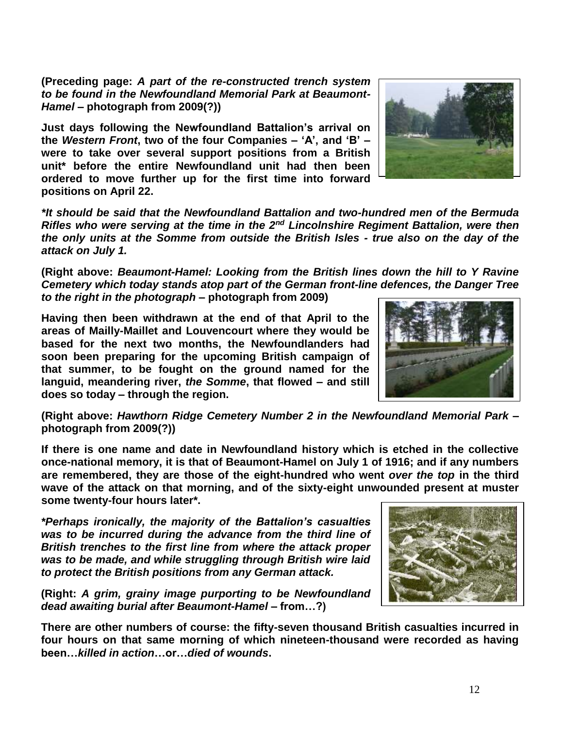**(Preceding page: *A part of the re-constructed trench system to be found in the Newfoundland Memorial Park at Beaumont-Hamel* – photograph from 2009(?))**

**Just days following the Newfoundland Battalion's arrival on the *Western Front*, two of the four Companies – 'A', and 'B' – were to take over several support positions from a British unit* before the entire Newfoundland unit had then been ordered to move further up for the first time into forward positions on April 22.**

***\*It should be said that the Newfoundland Battalion and two-hundred men of the Bermuda Rifles who were serving at the time in the 2nd Lincolnshire Regiment Battalion, were then the only units at the Somme from outside the British Isles - true also on the day of the attack on July 1.***

**(Right above: *Beaumont-Hamel: Looking from the British lines down the hill to Y Ravine Cemetery which today stands atop part of the German front-line defences, the Danger Tree to the right in the photograph* – photograph from 2009)**

**Having then been withdrawn at the end of that April to the areas of Mailly-Maillet and Louvencourt where they would be based for the next two months, the Newfoundlanders had soon been preparing for the upcoming British campaign of that summer, to be fought on the ground named for the languid, meandering river, *the Somme*, that flowed – and still does so today – through the region.**

**(Right above: *Hawthorn Ridge Cemetery Number 2 in the Newfoundland Memorial Park* – photograph from 2009(?))**

**If there is one name and date in Newfoundland history which is etched in the collective once-national memory, it is that of Beaumont-Hamel on July 1 of 1916; and if any numbers are remembered, they are those of the eight-hundred who went *over the top* in the third wave of the attack on that morning, and of the sixty-eight unwounded present at muster some twenty-four hours later*.**

***\*Perhaps ironically, the majority of the Battalion's casualties was to be incurred during the advance from the third line of British trenches to the first line from where the attack proper was to be made, and while struggling through British wire laid to protect the British positions from any German attack.***

**(Right: *A grim, grainy image purporting to be Newfoundland dead awaiting burial after Beaumont-Hamel* – from…?)**

**There are other numbers of course: the fifty-seven thousand British casualties incurred in four hours on that same morning of which nineteen-thousand were recorded as having been…*killed in action*…or…*died of wounds*.**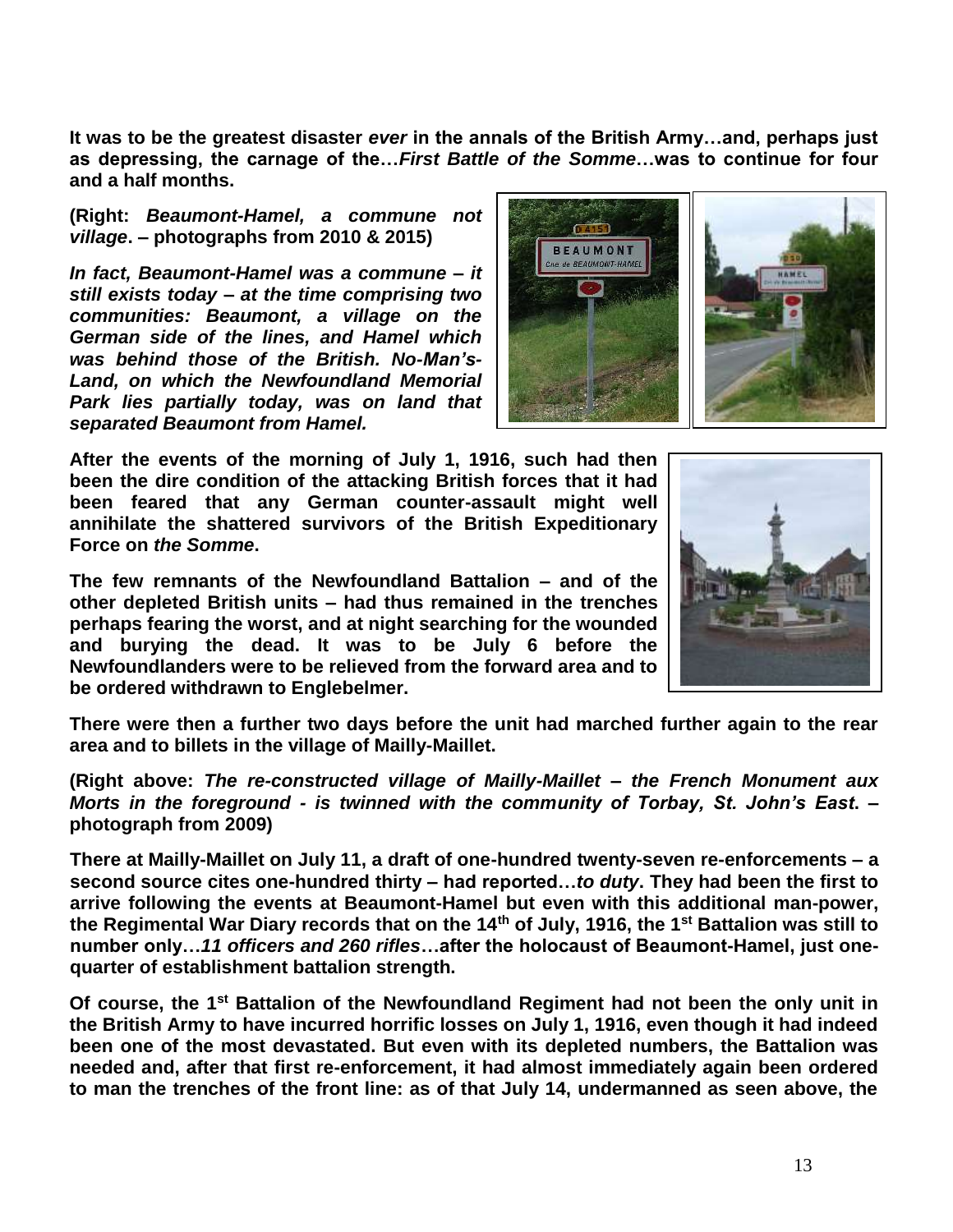**It was to be the greatest disaster *ever* in the annals of the British Army…and, perhaps just as depressing, the carnage of the…*First Battle of the Somme*…was to continue for four and a half months.**

**(Right: *Beaumont-Hamel, a commune not village*. – photographs from 2010 & 2015)**

***In fact, Beaumont-Hamel was a commune – it still exists today – at the time comprising two communities: Beaumont, a village on the German side of the lines, and Hamel which was behind those of the British. No-Man's-Land, on which the Newfoundland Memorial Park lies partially today, was on land that separated Beaumont from Hamel.***

**After the events of the morning of July 1, 1916, such had then been the dire condition of the attacking British forces that it had been feared that any German counter-assault might well annihilate the shattered survivors of the British Expeditionary Force on *the Somme*.**

**The few remnants of the Newfoundland Battalion – and of the other depleted British units – had thus remained in the trenches perhaps fearing the worst, and at night searching for the wounded and burying the dead. It was to be July 6 before the Newfoundlanders were to be relieved from the forward area and to be ordered withdrawn to Englebelmer.**

**There were then a further two days before the unit had marched further again to the rear area and to billets in the village of Mailly-Maillet.**

**(Right above: *The re-constructed village of Mailly-Maillet – the French Monument aux Morts in the foreground - is twinned with the community of Torbay, St. John's East*. – photograph from 2009)**

**There at Mailly-Maillet on July 11, a draft of one-hundred twenty-seven re-enforcements – a second source cites one-hundred thirty – had reported…*to duty*. They had been the first to arrive following the events at Beaumont-Hamel but even with this additional man-power, the Regimental War Diary records that on the 14th of July, 1916, the 1st Battalion was still to number only…*11 officers and 260 rifles*…after the holocaust of Beaumont-Hamel, just one-quarter of establishment battalion strength.**

**Of course, the 1st Battalion of the Newfoundland Regiment had not been the only unit in the British Army to have incurred horrific losses on July 1, 1916, even though it had indeed been one of the most devastated. But even with its depleted numbers, the Battalion was needed and, after that first re-enforcement, it had almost immediately again been ordered to man the trenches of the front line: as of that July 14, undermanned as seen above, the**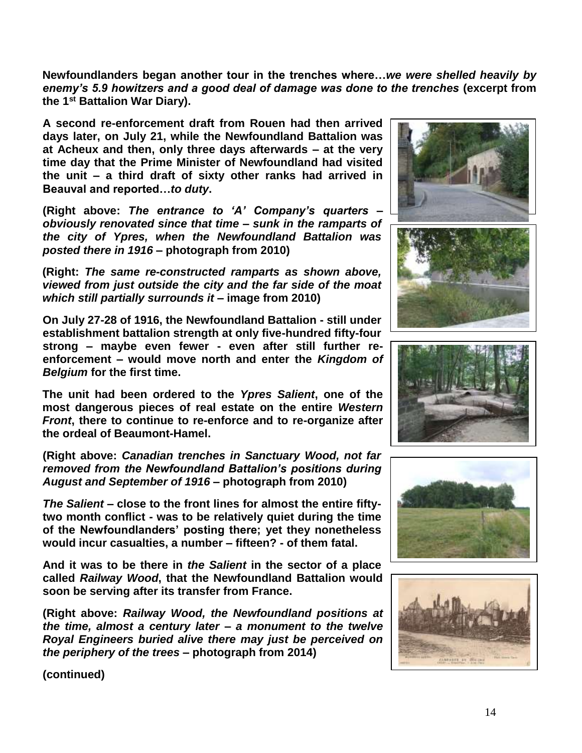**Newfoundlanders began another tour in the trenches where…*we were shelled heavily by enemy's 5.9 howitzers and a good deal of damage was done to the trenches* (excerpt from the 1st Battalion War Diary).**

**A second re-enforcement draft from Rouen had then arrived days later, on July 21, while the Newfoundland Battalion was at Acheux and then, only three days afterwards – at the very time day that the Prime Minister of Newfoundland had visited the unit – a third draft of sixty other ranks had arrived in Beauval and reported…*to duty*.**

**(Right above: *The entrance to 'A' Company's quarters – obviously renovated since that time – sunk in the ramparts of the city of Ypres, when the Newfoundland Battalion was posted there in 1916* – photograph from 2010)**

**(Right: *The same re-constructed ramparts as shown above, viewed from just outside the city and the far side of the moat which still partially surrounds it* – image from 2010)**

**On July 27-28 of 1916, the Newfoundland Battalion - still under establishment battalion strength at only five-hundred fifty-four strong – maybe even fewer - even after still further re-enforcement – would move north and enter the *Kingdom of Belgium* for the first time.**

**The unit had been ordered to the *Ypres Salient*, one of the most dangerous pieces of real estate on the entire *Western Front*, there to continue to re-enforce and to re-organize after the ordeal of Beaumont-Hamel.**

**(Right above: *Canadian trenches in Sanctuary Wood, not far removed from the Newfoundland Battalion's positions during August and September of 1916* – photograph from 2010)**

***The Salient* – close to the front lines for almost the entire fifty-two month conflict - was to be relatively quiet during the time of the Newfoundlanders' posting there; yet they nonetheless would incur casualties, a number – fifteen? - of them fatal.**

**And it was to be there in *the Salient* in the sector of a place called *Railway Wood*, that the Newfoundland Battalion would soon be serving after its transfer from France.**

**(Right above: *Railway Wood, the Newfoundland positions at the time, almost a century later – a monument to the twelve Royal Engineers buried alive there may just be perceived on the periphery of the trees* – photograph from 2014)**

**(continued)**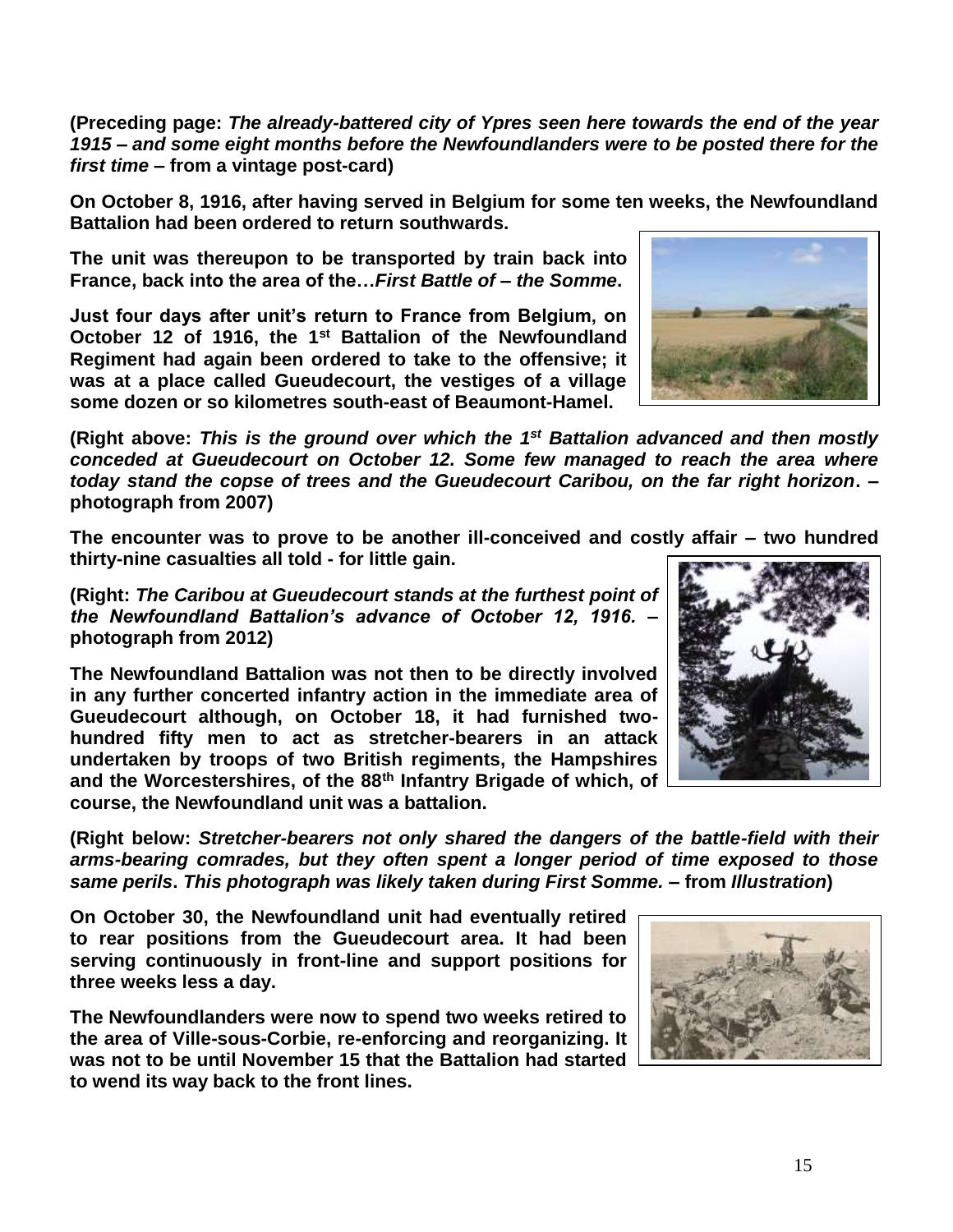**(Preceding page:** ***The already-battered city of Ypres seen here towards the end of the year 1915 – and some eight months before the Newfoundlanders were to be posted there for the first time*** **– from a vintage post-card)**

**On October 8, 1916, after having served in Belgium for some ten weeks, the Newfoundland Battalion had been ordered to return southwards.**

**The unit was thereupon to be transported by train back into France, back into the area of the…*First Battle of – the Somme*.**

**Just four days after unit's return to France from Belgium, on October 12 of 1916, the 1st Battalion of the Newfoundland Regiment had again been ordered to take to the offensive; it was at a place called Gueudecourt, the vestiges of a village some dozen or so kilometres south-east of Beaumont-Hamel.**

**(Right above:** ***This is the ground over which the 1st Battalion advanced and then mostly conceded at Gueudecourt on October 12. Some few managed to reach the area where today stand the copse of trees and the Gueudecourt Caribou, on the far right horizon*****. – photograph from 2007)**

**The encounter was to prove to be another ill-conceived and costly affair – two hundred thirty-nine casualties all told - for little gain.**

**(Right:** ***The Caribou at Gueudecourt stands at the furthest point of the Newfoundland Battalion's advance of October 12, 1916.*** **– photograph from 2012)**

**The Newfoundland Battalion was not then to be directly involved in any further concerted infantry action in the immediate area of Gueudecourt although, on October 18, it had furnished two-hundred fifty men to act as stretcher-bearers in an attack undertaken by troops of two British regiments, the Hampshires and the Worcestershires, of the 88th Infantry Brigade of which, of course, the Newfoundland unit was a battalion.**

**(Right below:** ***Stretcher-bearers not only shared the dangers of the battle-field with their arms-bearing comrades, but they often spent a longer period of time exposed to those same perils. This photograph was likely taken during First Somme.*** **– from *Illustration*)**

**On October 30, the Newfoundland unit had eventually retired to rear positions from the Gueudecourt area. It had been serving continuously in front-line and support positions for three weeks less a day.**

**The Newfoundlanders were now to spend two weeks retired to the area of Ville-sous-Corbie, re-enforcing and reorganizing. It was not to be until November 15 that the Battalion had started to wend its way back to the front lines.**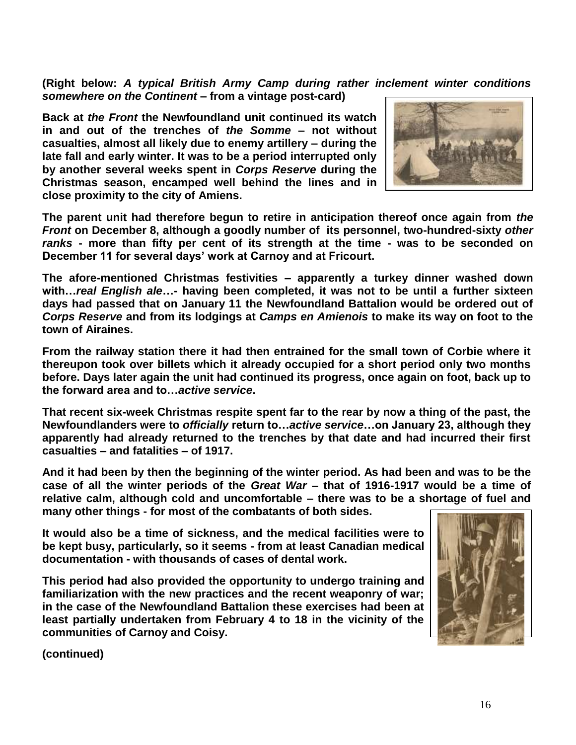**(Right below:** ***A typical British Army Camp during rather inclement winter conditions somewhere on the Continent*** **– from a vintage post-card)**

**Back at *the Front* the Newfoundland unit continued its watch in and out of the trenches of *the Somme* – not without casualties, almost all likely due to enemy artillery – during the late fall and early winter. It was to be a period interrupted only by another several weeks spent in *Corps Reserve* during the Christmas season, encamped well behind the lines and in close proximity to the city of Amiens.**

**The parent unit had therefore begun to retire in anticipation thereof once again from *the Front* on December 8, although a goodly number of its personnel, two-hundred-sixty *other ranks* - more than fifty per cent of its strength at the time - was to be seconded on December 11 for several days' work at Carnoy and at Fricourt.**

**The afore-mentioned Christmas festivities – apparently a turkey dinner washed down with…*real English ale*…- having been completed, it was not to be until a further sixteen days had passed that on January 11 the Newfoundland Battalion would be ordered out of *Corps Reserve* and from its lodgings at *Camps en Amienois* to make its way on foot to the town of Airaines.**

**From the railway station there it had then entrained for the small town of Corbie where it thereupon took over billets which it already occupied for a short period only two months before. Days later again the unit had continued its progress, once again on foot, back up to the forward area and to…*active service*.**

**That recent six-week Christmas respite spent far to the rear by now a thing of the past, the Newfoundlanders were to *officially* return to…*active service*…on January 23, although they apparently had already returned to the trenches by that date and had incurred their first casualties – and fatalities – of 1917.**

**And it had been by then the beginning of the winter period. As had been and was to be the case of all the winter periods of the *Great War* – that of 1916-1917 would be a time of relative calm, although cold and uncomfortable – there was to be a shortage of fuel and many other things - for most of the combatants of both sides.**

**It would also be a time of sickness, and the medical facilities were to be kept busy, particularly, so it seems - from at least Canadian medical documentation - with thousands of cases of dental work.**

**This period had also provided the opportunity to undergo training and familiarization with the new practices and the recent weaponry of war; in the case of the Newfoundland Battalion these exercises had been at least partially undertaken from February 4 to 18 in the vicinity of the communities of Carnoy and Coisy.**

**(continued)**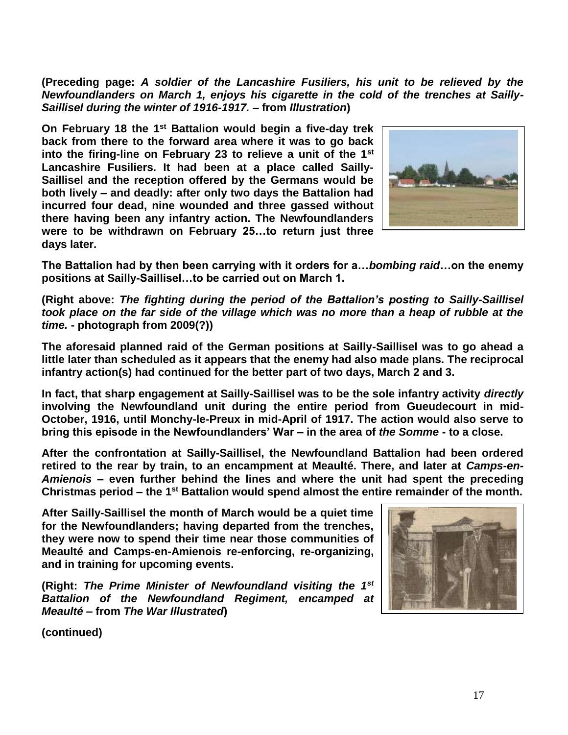**(Preceding page: *A soldier of the Lancashire Fusiliers, his unit to be relieved by the Newfoundlanders on March 1, enjoys his cigarette in the cold of the trenches at Sailly-Saillisel during the winter of 1916-1917.* – from *Illustration*)**

**On February 18 the 1st Battalion would begin a five-day trek back from there to the forward area where it was to go back into the firing-line on February 23 to relieve a unit of the 1st Lancashire Fusiliers. It had been at a place called Sailly-Saillisel and the reception offered by the Germans would be both lively – and deadly: after only two days the Battalion had incurred four dead, nine wounded and three gassed without there having been any infantry action. The Newfoundlanders were to be withdrawn on February 25…to return just three days later.**

**The Battalion had by then been carrying with it orders for a…*bombing raid*…on the enemy positions at Sailly-Saillisel…to be carried out on March 1.**

**(Right above: *The fighting during the period of the Battalion's posting to Sailly-Saillisel took place on the far side of the village which was no more than a heap of rubble at the time.* - photograph from 2009(?))**

**The aforesaid planned raid of the German positions at Sailly-Saillisel was to go ahead a little later than scheduled as it appears that the enemy had also made plans. The reciprocal infantry action(s) had continued for the better part of two days, March 2 and 3.**

**In fact, that sharp engagement at Sailly-Saillisel was to be the sole infantry activity *directly* involving the Newfoundland unit during the entire period from Gueudecourt in mid-October, 1916, until Monchy-le-Preux in mid-April of 1917. The action would also serve to bring this episode in the Newfoundlanders' War – in the area of *the Somme* - to a close.**

**After the confrontation at Sailly-Saillisel, the Newfoundland Battalion had been ordered retired to the rear by train, to an encampment at Meaulté. There, and later at *Camps-en-Amienois* – even further behind the lines and where the unit had spent the preceding Christmas period – the 1st Battalion would spend almost the entire remainder of the month.**

**After Sailly-Saillisel the month of March would be a quiet time for the Newfoundlanders; having departed from the trenches, they were now to spend their time near those communities of Meaulté and Camps-en-Amienois re-enforcing, re-organizing, and in training for upcoming events.**

**(Right: *The Prime Minister of Newfoundland visiting the 1st Battalion of the Newfoundland Regiment, encamped at Meaulté* – from *The War Illustrated*)**

**(continued)**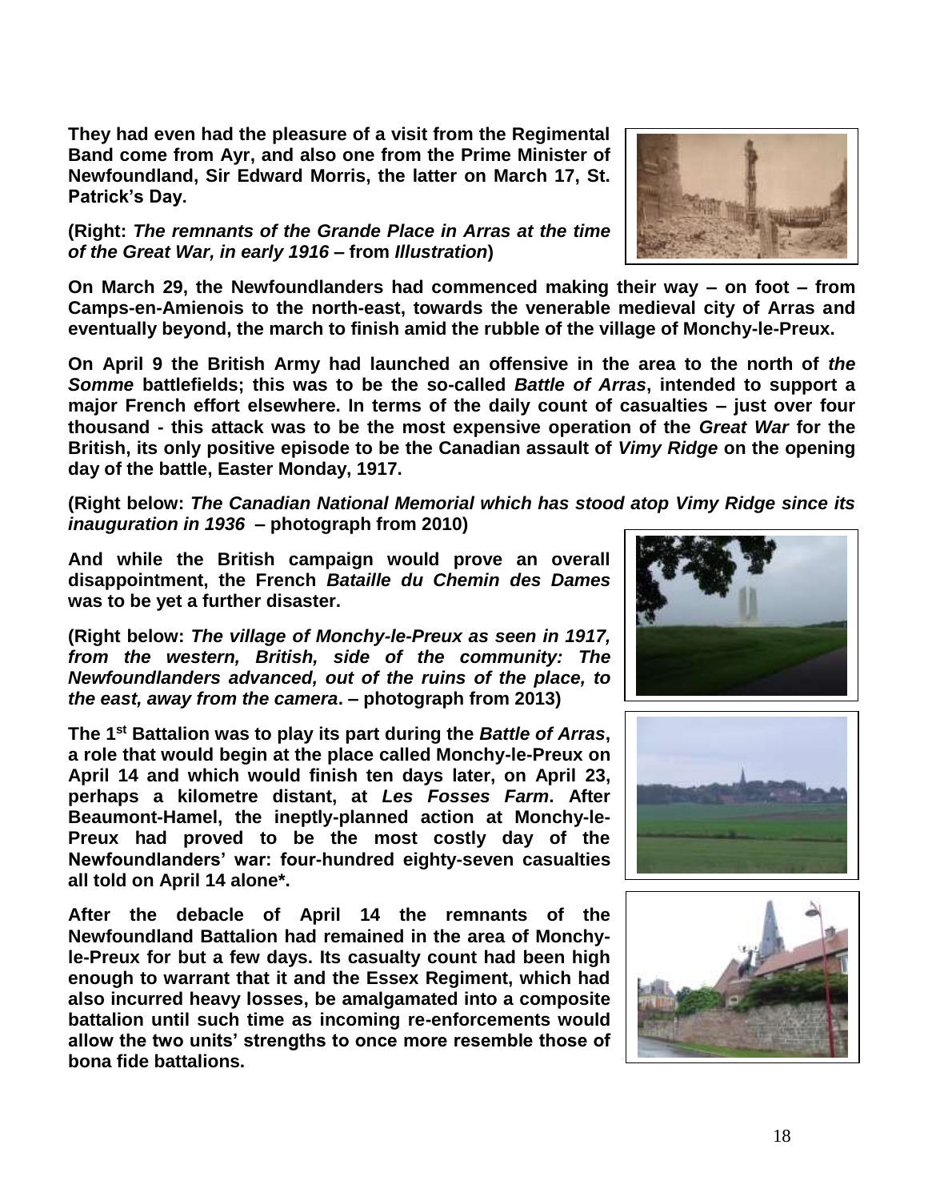**They had even had the pleasure of a visit from the Regimental Band come from Ayr, and also one from the Prime Minister of Newfoundland, Sir Edward Morris, the latter on March 17, St. Patrick's Day.**

**(Right: *The remnants of the Grande Place in Arras at the time of the Great War, in early 1916* – from *Illustration*)**

**On March 29, the Newfoundlanders had commenced making their way – on foot – from Camps-en-Amienois to the north-east, towards the venerable medieval city of Arras and eventually beyond, the march to finish amid the rubble of the village of Monchy-le-Preux.**

**On April 9 the British Army had launched an offensive in the area to the north of *the Somme* battlefields; this was to be the so-called *Battle of Arras*, intended to support a major French effort elsewhere. In terms of the daily count of casualties – just over four thousand - this attack was to be the most expensive operation of the *Great War* for the British, its only positive episode to be the Canadian assault of *Vimy Ridge* on the opening day of the battle, Easter Monday, 1917.**

**(Right below: *The Canadian National Memorial which has stood atop Vimy Ridge since its inauguration in 1936* – photograph from 2010)**

**And while the British campaign would prove an overall disappointment, the French *Bataille du Chemin des Dames* was to be yet a further disaster.**

**(Right below: *The village of Monchy-le-Preux as seen in 1917, from the western, British, side of the community: The Newfoundlanders advanced, out of the ruins of the place, to the east, away from the camera*. – photograph from 2013)**

**The 1st Battalion was to play its part during the *Battle of Arras*, a role that would begin at the place called Monchy-le-Preux on April 14 and which would finish ten days later, on April 23, perhaps a kilometre distant, at *Les Fosses Farm*. After Beaumont-Hamel, the ineptly-planned action at Monchy-le-Preux had proved to be the most costly day of the Newfoundlanders' war: four-hundred eighty-seven casualties all told on April 14 alone*.**

**After the debacle of April 14 the remnants of the Newfoundland Battalion had remained in the area of Monchy-le-Preux for but a few days. Its casualty count had been high enough to warrant that it and the Essex Regiment, which had also incurred heavy losses, be amalgamated into a composite battalion until such time as incoming re-enforcements would allow the two units' strengths to once more resemble those of bona fide battalions.**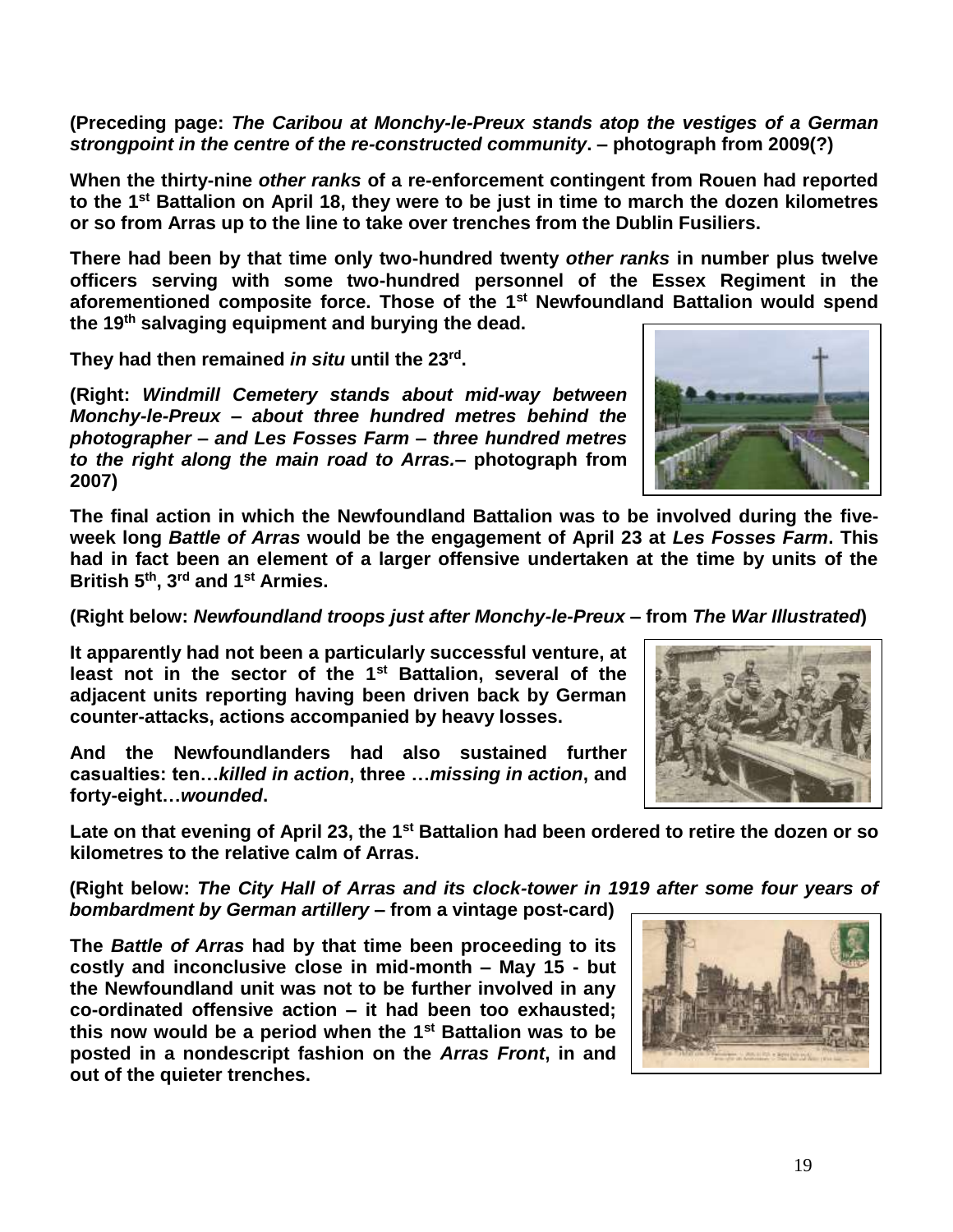**(Preceding page: *The Caribou at Monchy-le-Preux stands atop the vestiges of a German strongpoint in the centre of the re-constructed community*. – photograph from 2009(?)**

**When the thirty-nine *other ranks* of a re-enforcement contingent from Rouen had reported to the 1st Battalion on April 18, they were to be just in time to march the dozen kilometres or so from Arras up to the line to take over trenches from the Dublin Fusiliers.**

**There had been by that time only two-hundred twenty *other ranks* in number plus twelve officers serving with some two-hundred personnel of the Essex Regiment in the aforementioned composite force. Those of the 1st Newfoundland Battalion would spend the 19th salvaging equipment and burying the dead.**

**They had then remained *in situ* until the 23rd.**

**(Right: *Windmill Cemetery stands about mid-way between Monchy-le-Preux – about three hundred metres behind the photographer – and Les Fosses Farm – three hundred metres to the right along the main road to Arras.*– photograph from 2007)**

**The final action in which the Newfoundland Battalion was to be involved during the five-week long *Battle of Arras* would be the engagement of April 23 at *Les Fosses Farm*. This had in fact been an element of a larger offensive undertaken at the time by units of the British 5th, 3rd and 1st Armies.**

**(Right below: *Newfoundland troops just after Monchy-le-Preux* – from *The War Illustrated*)**

**It apparently had not been a particularly successful venture, at least not in the sector of the 1st Battalion, several of the adjacent units reporting having been driven back by German counter-attacks, actions accompanied by heavy losses.**

**And the Newfoundlanders had also sustained further casualties: ten…*killed in action*, three …*missing in action*, and forty-eight…*wounded*.**

**Late on that evening of April 23, the 1st Battalion had been ordered to retire the dozen or so kilometres to the relative calm of Arras.**

**(Right below: *The City Hall of Arras and its clock-tower in 1919 after some four years of bombardment by German artillery* – from a vintage post-card)**

**The *Battle of Arras* had by that time been proceeding to its costly and inconclusive close in mid-month – May 15 - but the Newfoundland unit was not to be further involved in any co-ordinated offensive action – it had been too exhausted; this now would be a period when the 1st Battalion was to be posted in a nondescript fashion on the *Arras Front*, in and out of the quieter trenches.**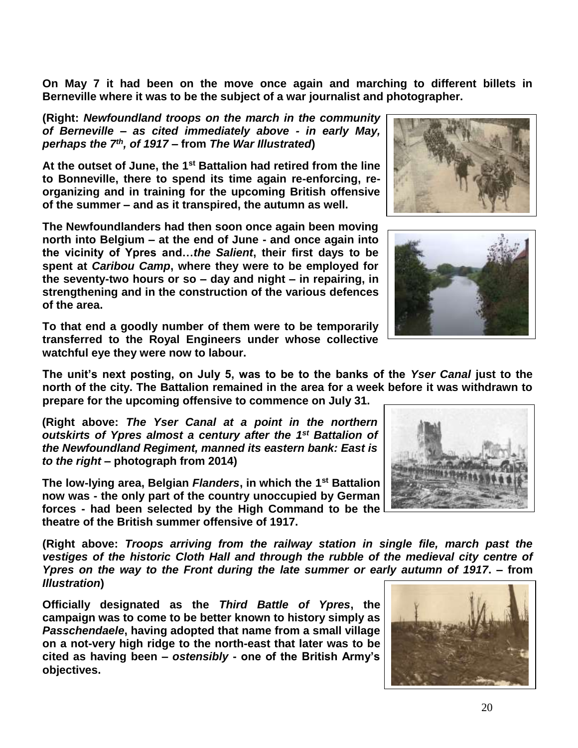**On May 7 it had been on the move once again and marching to different billets in Berneville where it was to be the subject of a war journalist and photographer.**

**(Right: *Newfoundland troops on the march in the community of Berneville – as cited immediately above - in early May, perhaps the 7th, of 1917* – from *The War Illustrated*)**

**At the outset of June, the 1st Battalion had retired from the line to Bonneville, there to spend its time again re-enforcing, re-organizing and in training for the upcoming British offensive of the summer – and as it transpired, the autumn as well.**

**The Newfoundlanders had then soon once again been moving north into Belgium – at the end of June - and once again into the vicinity of Ypres and…*the Salient*, their first days to be spent at *Caribou Camp*, where they were to be employed for the seventy-two hours or so – day and night – in repairing, in strengthening and in the construction of the various defences of the area.**

**To that end a goodly number of them were to be temporarily transferred to the Royal Engineers under whose collective watchful eye they were now to labour.**

**The unit's next posting, on July 5, was to be to the banks of the *Yser Canal* just to the north of the city. The Battalion remained in the area for a week before it was withdrawn to prepare for the upcoming offensive to commence on July 31.**

**(Right above: *The Yser Canal at a point in the northern outskirts of Ypres almost a century after the 1st Battalion of the Newfoundland Regiment, manned its eastern bank: East is to the right* – photograph from 2014)**

**The low-lying area, Belgian *Flanders*, in which the 1st Battalion now was - the only part of the country unoccupied by German forces - had been selected by the High Command to be the theatre of the British summer offensive of 1917.**

**(Right above: *Troops arriving from the railway station in single file, march past the vestiges of the historic Cloth Hall and through the rubble of the medieval city centre of Ypres on the way to the Front during the late summer or early autumn of 1917*. – from *Illustration*)**

**Officially designated as the *Third Battle of Ypres*, the campaign was to come to be better known to history simply as *Passchendaele*, having adopted that name from a small village on a not-very high ridge to the north-east that later was to be cited as having been – *ostensibly* - one of the British Army's objectives.**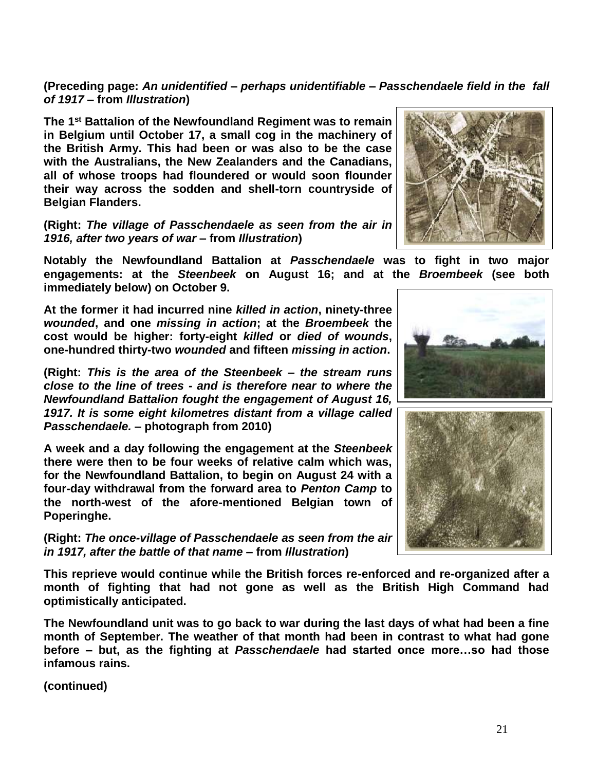**(Preceding page: *An unidentified – perhaps unidentifiable – Passschendaele field in the fall of 1917* – from *Illustration*)**

**The 1st Battalion of the Newfoundland Regiment was to remain in Belgium until October 17, a small cog in the machinery of the British Army. This had been or was also to be the case with the Australians, the New Zealanders and the Canadians, all of whose troops had floundered or would soon flounder their way across the sodden and shell-torn countryside of Belgian Flanders.**

**(Right: *The village of Passchendaele as seen from the air in 1916, after two years of war* – from *Illustration*)**

**Notably the Newfoundland Battalion at *Passchendaele* was to fight in two major engagements: at the *Steenbeek* on August 16; and at the *Broembeek* (see both immediately below) on October 9.**

**At the former it had incurred nine *killed in action*, ninety-three *wounded*, and one *missing in action*; at the *Broembeek* the cost would be higher: forty-eight *killed* or *died of wounds*, one-hundred thirty-two *wounded* and fifteen *missing in action*.**

**(Right: *This is the area of the Steenbeek – the stream runs close to the line of trees - and is therefore near to where the Newfoundland Battalion fought the engagement of August 16, 1917. It is some eight kilometres distant from a village called Passchendaele.* – photograph from 2010)**

**A week and a day following the engagement at the *Steenbeek* there were then to be four weeks of relative calm which was, for the Newfoundland Battalion, to begin on August 24 with a four-day withdrawal from the forward area to *Penton Camp* to the north-west of the afore-mentioned Belgian town of Poperinghe.**

**(Right: *The once-village of Passchendaele as seen from the air in 1917, after the battle of that name* – from *Illustration*)**

**This reprieve would continue while the British forces re-enforced and re-organized after a month of fighting that had not gone as well as the British High Command had optimistically anticipated.**

**The Newfoundland unit was to go back to war during the last days of what had been a fine month of September. The weather of that month had been in contrast to what had gone before – but, as the fighting at *Passchendaele* had started once more…so had those infamous rains.**

**(continued)**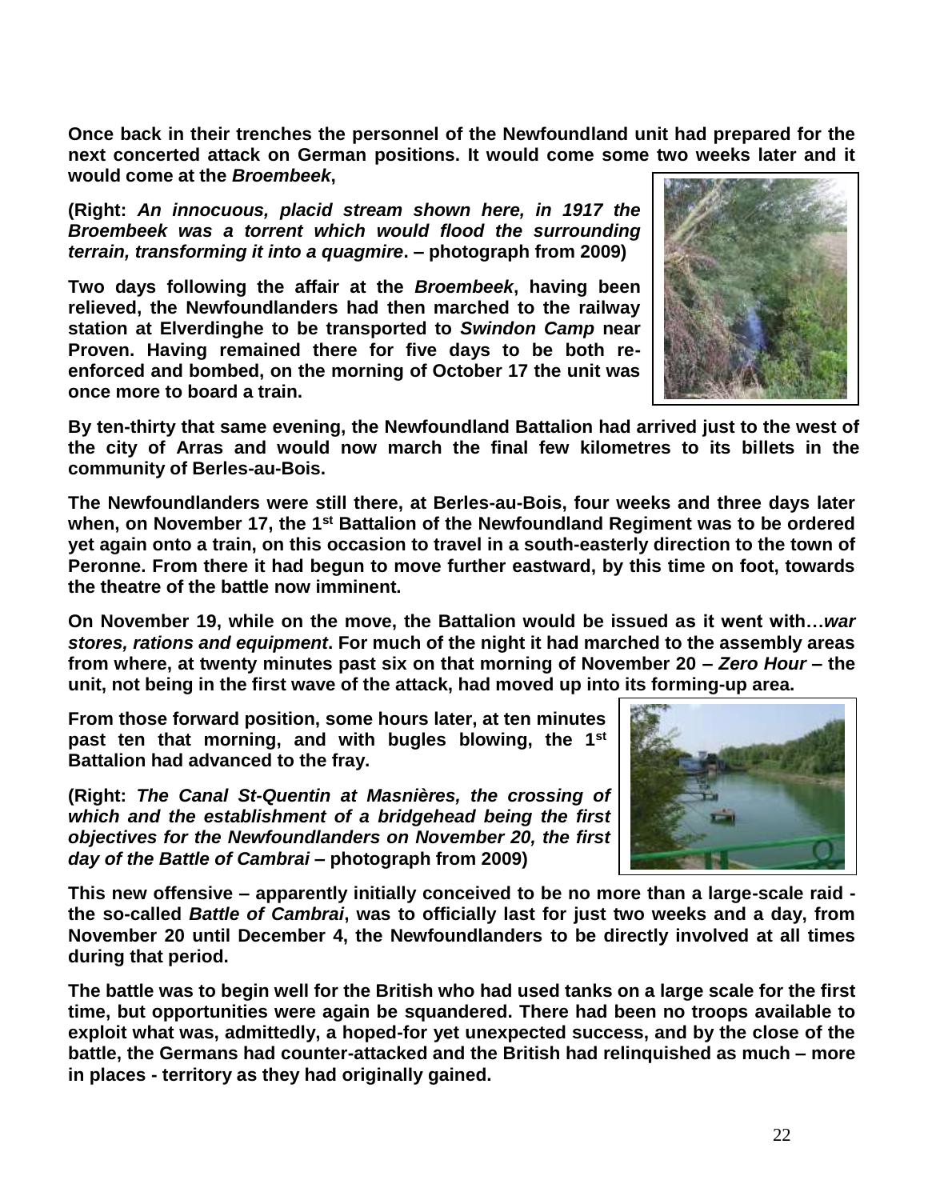**Once back in their trenches the personnel of the Newfoundland unit had prepared for the next concerted attack on German positions. It would come some two weeks later and it would come at the *Broembeek*,**

**(Right: *An innocuous, placid stream shown here, in 1917 the Broembeek was a torrent which would flood the surrounding terrain, transforming it into a quagmire*. – photograph from 2009)**

**Two days following the affair at the *Broembeek*, having been relieved, the Newfoundlanders had then marched to the railway station at Elverdinghe to be transported to *Swindon Camp* near Proven. Having remained there for five days to be both re-enforced and bombed, on the morning of October 17 the unit was once more to board a train.**

**By ten-thirty that same evening, the Newfoundland Battalion had arrived just to the west of the city of Arras and would now march the final few kilometres to its billets in the community of Berles-au-Bois.**

**The Newfoundlanders were still there, at Berles-au-Bois, four weeks and three days later when, on November 17, the 1st Battalion of the Newfoundland Regiment was to be ordered yet again onto a train, on this occasion to travel in a south-easterly direction to the town of Peronne. From there it had begun to move further eastward, by this time on foot, towards the theatre of the battle now imminent.**

**On November 19, while on the move, the Battalion would be issued as it went with…*war stores, rations and equipment*. For much of the night it had marched to the assembly areas from where, at twenty minutes past six on that morning of November 20 – *Zero Hour* – the unit, not being in the first wave of the attack, had moved up into its forming-up area.**

**From those forward position, some hours later, at ten minutes past ten that morning, and with bugles blowing, the 1st Battalion had advanced to the fray.**

**(Right: *The Canal St-Quentin at Masnières, the crossing of which and the establishment of a bridgehead being the first objectives for the Newfoundlanders on November 20, the first day of the Battle of Cambrai* – photograph from 2009)**

**This new offensive – apparently initially conceived to be no more than a large-scale raid - the so-called *Battle of Cambrai*, was to officially last for just two weeks and a day, from November 20 until December 4, the Newfoundlanders to be directly involved at all times during that period.**

**The battle was to begin well for the British who had used tanks on a large scale for the first time, but opportunities were again be squandered. There had been no troops available to exploit what was, admittedly, a hoped-for yet unexpected success, and by the close of the battle, the Germans had counter-attacked and the British had relinquished as much – more in places - territory as they had originally gained.**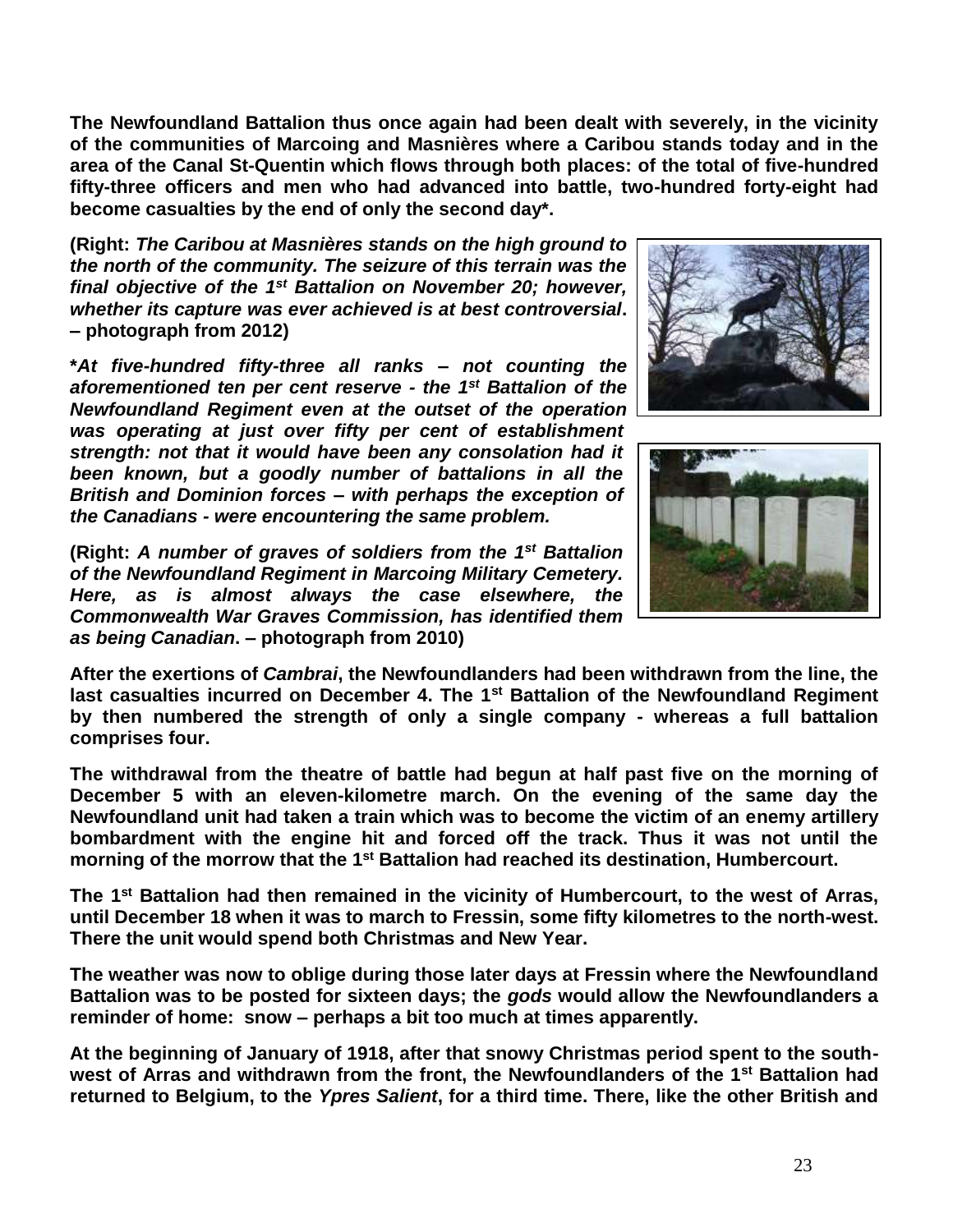**The Newfoundland Battalion thus once again had been dealt with severely, in the vicinity of the communities of Marcoing and Masnières where a Caribou stands today and in the area of the Canal St-Quentin which flows through both places: of the total of five-hundred fifty-three officers and men who had advanced into battle, two-hundred forty-eight had become casualties by the end of only the second day*.**

**(Right: *The Caribou at Masnières stands on the high ground to the north of the community. The seizure of this terrain was the final objective of the 1st Battalion on November 20; however, whether its capture was ever achieved is at best controversial*. – photograph from 2012)**

***At five-hundred fifty-three all ranks – not counting the aforementioned ten per cent reserve - the 1st Battalion of the Newfoundland Regiment even at the outset of the operation was operating at just over fifty per cent of establishment strength: not that it would have been any consolation had it been known, but a goodly number of battalions in all the British and Dominion forces – with perhaps the exception of the Canadians - were encountering the same problem.***

**(Right: *A number of graves of soldiers from the 1st Battalion of the Newfoundland Regiment in Marcoing Military Cemetery. Here, as is almost always the case elsewhere, the Commonwealth War Graves Commission, has identified them as being Canadian*. – photograph from 2010)**

**After the exertions of *Cambrai*, the Newfoundlanders had been withdrawn from the line, the last casualties incurred on December 4. The 1st Battalion of the Newfoundland Regiment by then numbered the strength of only a single company - whereas a full battalion comprises four.**

**The withdrawal from the theatre of battle had begun at half past five on the morning of December 5 with an eleven-kilometre march. On the evening of the same day the Newfoundland unit had taken a train which was to become the victim of an enemy artillery bombardment with the engine hit and forced off the track. Thus it was not until the morning of the morrow that the 1st Battalion had reached its destination, Humbercourt.**

**The 1st Battalion had then remained in the vicinity of Humbercourt, to the west of Arras, until December 18 when it was to march to Fressin, some fifty kilometres to the north-west. There the unit would spend both Christmas and New Year.**

**The weather was now to oblige during those later days at Fressin where the Newfoundland Battalion was to be posted for sixteen days; the *gods* would allow the Newfoundlanders a reminder of home: snow – perhaps a bit too much at times apparently.**

**At the beginning of January of 1918, after that snowy Christmas period spent to the south-west of Arras and withdrawn from the front, the Newfoundlanders of the 1st Battalion had returned to Belgium, to the *Ypres Salient*, for a third time. There, like the other British and**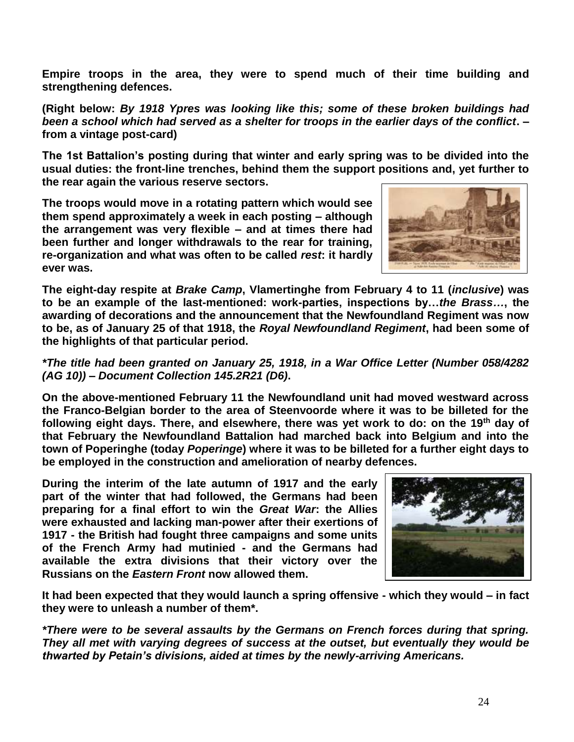**Empire troops in the area, they were to spend much of their time building and strengthening defences.**

**(Right below:** ***By 1918 Ypres was looking like this; some of these broken buildings had been a school which had served as a shelter for troops in the earlier days of the conflict*****. – from a vintage post-card)**

**The 1st Battalion's posting during that winter and early spring was to be divided into the usual duties: the front-line trenches, behind them the support positions and, yet further to the rear again the various reserve sectors.**

**The troops would move in a rotating pattern which would see them spend approximately a week in each posting – although the arrangement was very flexible – and at times there had been further and longer withdrawals to the rear for training, re-organization and what was often to be called** ***rest*****: it hardly ever was.**

**The eight-day respite at** ***Brake Camp*****, Vlamertinghe from February 4 to 11 (*****inclusive*****) was to be an example of the last-mentioned: work-parties, inspections by…*****the Brass…*****, the awarding of decorations and the announcement that the Newfoundland Regiment was now to be, as of January 25 of that 1918, the** ***Royal Newfoundland Regiment*****, had been some of the highlights of that particular period.**

***\*The title had been granted on January 25, 1918, in a War Office Letter (Number 058/4282 (AG 10)) – Document Collection 145.2R21 (D6).***

**On the above-mentioned February 11 the Newfoundland unit had moved westward across the Franco-Belgian border to the area of Steenvoorde where it was to be billeted for the following eight days. There, and elsewhere, there was yet work to do: on the 19th day of that February the Newfoundland Battalion had marched back into Belgium and into the town of Poperinghe (today** ***Poperinge*****) where it was to be billeted for a further eight days to be employed in the construction and amelioration of nearby defences.**

**During the interim of the late autumn of 1917 and the early part of the winter that had followed, the Germans had been preparing for a final effort to win the** ***Great War*****: the Allies were exhausted and lacking man-power after their exertions of 1917 - the British had fought three campaigns and some units of the French Army had mutinied - and the Germans had available the extra divisions that their victory over the Russians on the** ***Eastern Front*** **now allowed them.**

**It had been expected that they would launch a spring offensive - which they would – in fact they were to unleash a number of them\*.**

***\*There were to be several assaults by the Germans on French forces during that spring. They all met with varying degrees of success at the outset, but eventually they would be thwarted by Petain's divisions, aided at times by the newly-arriving Americans.***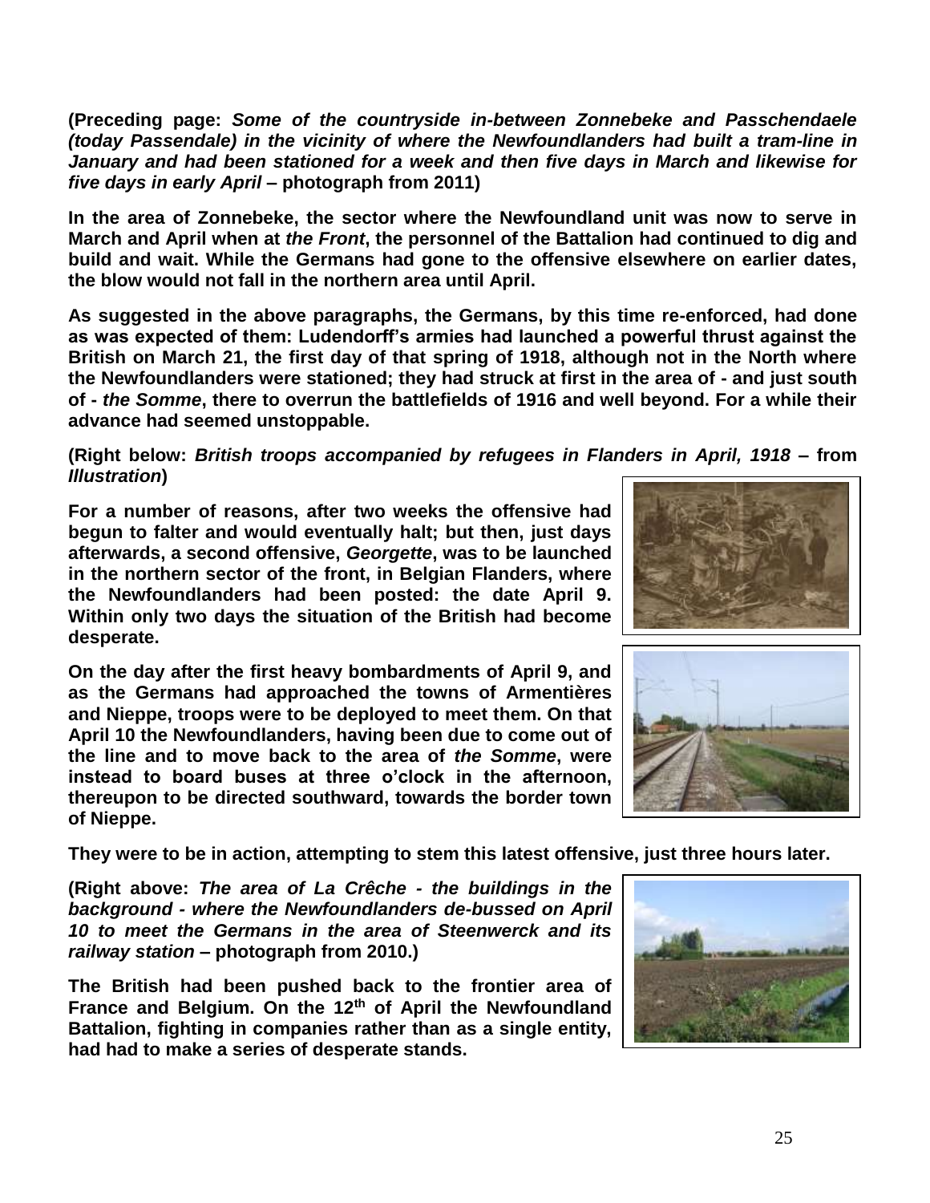**(Preceding page: *Some of the countryside in-between Zonnebeke and Passchendaele (today Passendale) in the vicinity of where the Newfoundlanders had built a tram-line in January and had been stationed for a week and then five days in March and likewise for five days in early April* – photograph from 2011)**

**In the area of Zonnebeke, the sector where the Newfoundland unit was now to serve in March and April when at *the Front*, the personnel of the Battalion had continued to dig and build and wait. While the Germans had gone to the offensive elsewhere on earlier dates, the blow would not fall in the northern area until April.**

**As suggested in the above paragraphs, the Germans, by this time re-enforced, had done as was expected of them: Ludendorff's armies had launched a powerful thrust against the British on March 21, the first day of that spring of 1918, although not in the North where the Newfoundlanders were stationed; they had struck at first in the area of - and just south of - *the Somme*, there to overrun the battlefields of 1916 and well beyond. For a while their advance had seemed unstoppable.**

**(Right below: *British troops accompanied by refugees in Flanders in April, 1918* – from *Illustration*)**

**For a number of reasons, after two weeks the offensive had begun to falter and would eventually halt; but then, just days afterwards, a second offensive, *Georgette*, was to be launched in the northern sector of the front, in Belgian Flanders, where the Newfoundlanders had been posted: the date April 9. Within only two days the situation of the British had become desperate.**

**On the day after the first heavy bombardments of April 9, and as the Germans had approached the towns of Armentières and Nieppe, troops were to be deployed to meet them. On that April 10 the Newfoundlanders, having been due to come out of the line and to move back to the area of *the Somme*, were instead to board buses at three o'clock in the afternoon, thereupon to be directed southward, towards the border town of Nieppe.**

**They were to be in action, attempting to stem this latest offensive, just three hours later.**

**(Right above: *The area of La Crêche - the buildings in the background - where the Newfoundlanders de-bussed on April 10 to meet the Germans in the area of Steenwerck and its railway station* – photograph from 2010.)**

**The British had been pushed back to the frontier area of France and Belgium. On the 12th of April the Newfoundland Battalion, fighting in companies rather than as a single entity, had had to make a series of desperate stands.**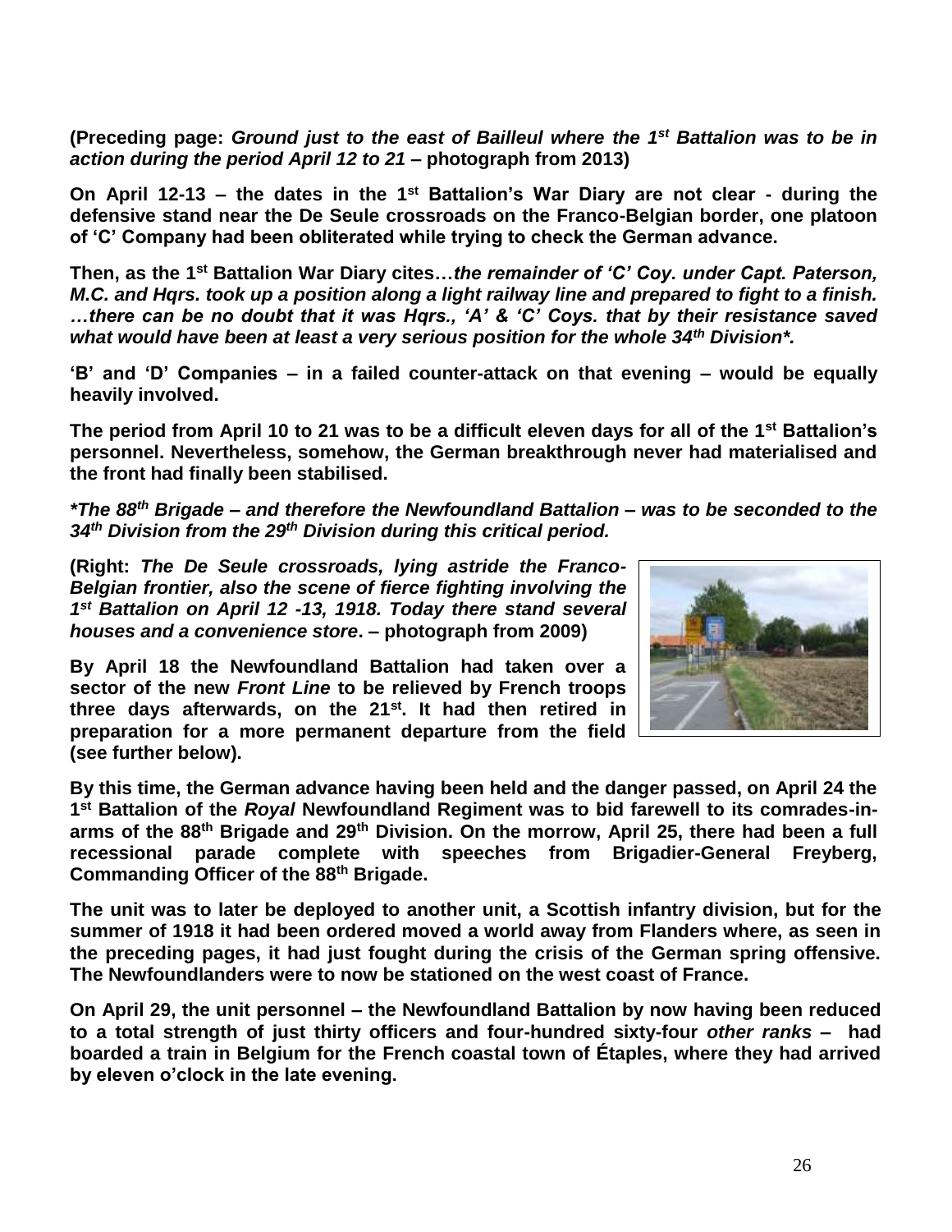**(Preceding page: *Ground just to the east of Bailleul where the 1st Battalion was to be in action during the period April 12 to 21* – photograph from 2013)**

**On April 12-13 – the dates in the 1st Battalion's War Diary are not clear - during the defensive stand near the De Seule crossroads on the Franco-Belgian border, one platoon of 'C' Company had been obliterated while trying to check the German advance.**

**Then, as the 1st Battalion War Diary cites…*the remainder of 'C' Coy. under Capt. Paterson, M.C. and Hqrs. took up a position along a light railway line and prepared to fight to a finish. …there can be no doubt that it was Hqrs., 'A' & 'C' Coys. that by their resistance saved what would have been at least a very serious position for the whole 34th Division*.***

**'B' and 'D' Companies – in a failed counter-attack on that evening – would be equally heavily involved.**

**The period from April 10 to 21 was to be a difficult eleven days for all of the 1st Battalion's personnel. Nevertheless, somehow, the German breakthrough never had materialised and the front had finally been stabilised.**

***\*The 88th Brigade – and therefore the Newfoundland Battalion – was to be seconded to the 34th Division from the 29th Division during this critical period.***

**(Right: *The De Seule crossroads, lying astride the Franco-Belgian frontier, also the scene of fierce fighting involving the 1st Battalion on April 12 -13, 1918. Today there stand several houses and a convenience store*. – photograph from 2009)**

**By April 18 the Newfoundland Battalion had taken over a sector of the new *Front Line* to be relieved by French troops three days afterwards, on the 21st. It had then retired in preparation for a more permanent departure from the field (see further below).**

**By this time, the German advance having been held and the danger passed, on April 24 the 1st Battalion of the *Royal* Newfoundland Regiment was to bid farewell to its comrades-in-arms of the 88th Brigade and 29th Division. On the morrow, April 25, there had been a full recessional parade complete with speeches from Brigadier-General Freyberg, Commanding Officer of the 88th Brigade.**

**The unit was to later be deployed to another unit, a Scottish infantry division, but for the summer of 1918 it had been ordered moved a world away from Flanders where, as seen in the preceding pages, it had just fought during the crisis of the German spring offensive. The Newfoundlanders were to now be stationed on the west coast of France.**

**On April 29, the unit personnel – the Newfoundland Battalion by now having been reduced to a total strength of just thirty officers and four-hundred sixty-four *other ranks* – had boarded a train in Belgium for the French coastal town of Étaples, where they had arrived by eleven o'clock in the late evening.**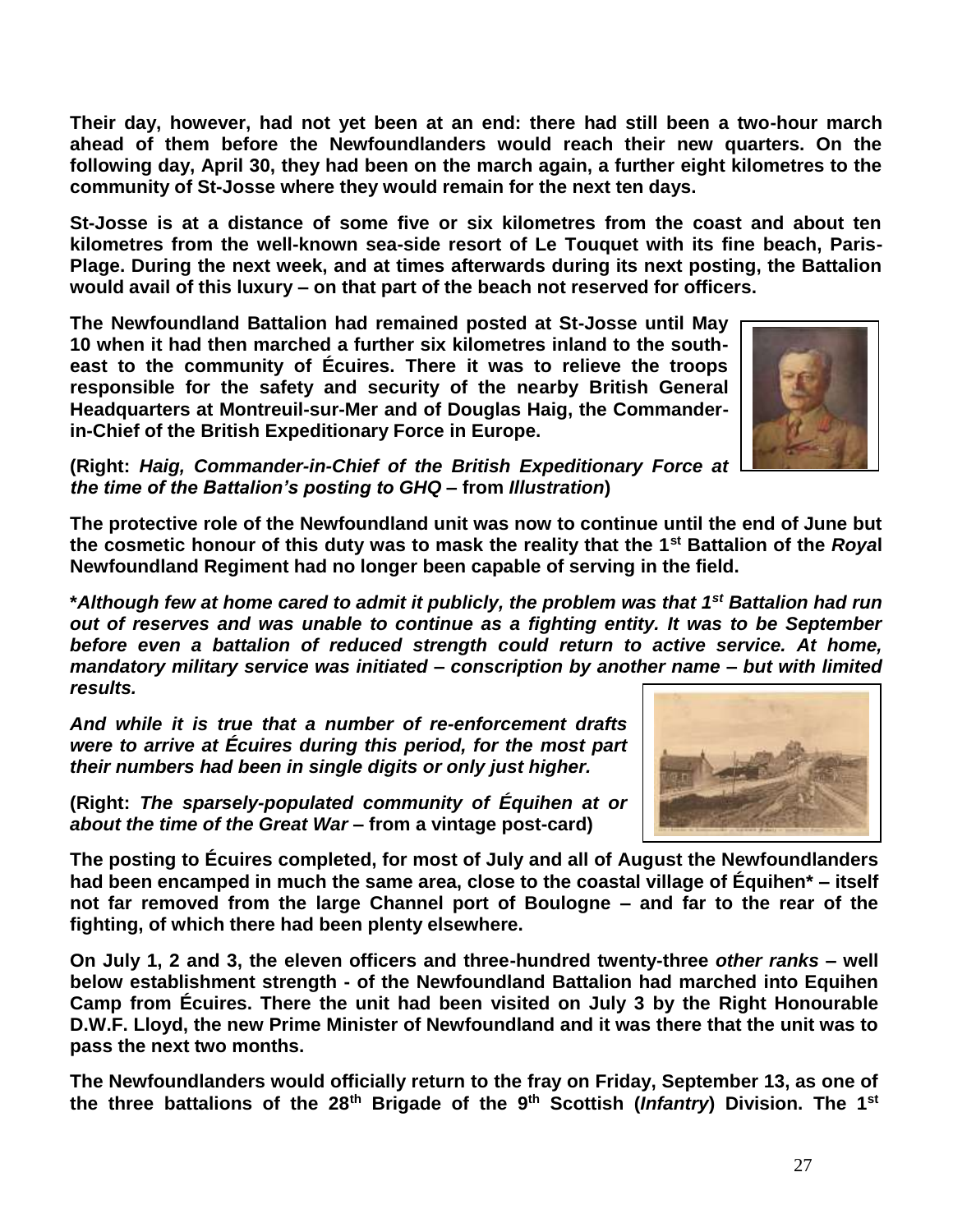**Their day, however, had not yet been at an end: there had still been a two-hour march ahead of them before the Newfoundlanders would reach their new quarters. On the following day, April 30, they had been on the march again, a further eight kilometres to the community of St-Josse where they would remain for the next ten days.**

**St-Josse is at a distance of some five or six kilometres from the coast and about ten kilometres from the well-known sea-side resort of Le Touquet with its fine beach, Paris-Plage. During the next week, and at times afterwards during its next posting, the Battalion would avail of this luxury – on that part of the beach not reserved for officers.**

**The Newfoundland Battalion had remained posted at St-Josse until May 10 when it had then marched a further six kilometres inland to the south-east to the community of Écuires. There it was to relieve the troops responsible for the safety and security of the nearby British General Headquarters at Montreuil-sur-Mer and of Douglas Haig, the Commander-in-Chief of the British Expeditionary Force in Europe.**

**(Right: *Haig, Commander-in-Chief of the British Expeditionary Force at the time of the Battalion's posting to GHQ* – from *Illustration*)**

**The protective role of the Newfoundland unit was now to continue until the end of June but the cosmetic honour of this duty was to mask the reality that the 1st Battalion of the *Roya*l Newfoundland Regiment had no longer been capable of serving in the field.**

**\****Although few at home cared to admit it publicly, the problem was that 1st Battalion had run out of reserves and was unable to continue as a fighting entity. It was to be September before even a battalion of reduced strength could return to active service. At home, mandatory military service was initiated – conscription by another name – but with limited results.***

***And while it is true that a number of re-enforcement drafts were to arrive at Écuires during this period, for the most part their numbers had been in single digits or only just higher.***

**(Right: *The sparsely-populated community of Équihen at or about the time of the Great War* – from a vintage post-card)**

**The posting to Écuires completed, for most of July and all of August the Newfoundlanders had been encamped in much the same area, close to the coastal village of Équihen\* – itself not far removed from the large Channel port of Boulogne – and far to the rear of the fighting, of which there had been plenty elsewhere.**

**On July 1, 2 and 3, the eleven officers and three-hundred twenty-three *other ranks* – well below establishment strength - of the Newfoundland Battalion had marched into Equihen Camp from Écuires. There the unit had been visited on July 3 by the Right Honourable D.W.F. Lloyd, the new Prime Minister of Newfoundland and it was there that the unit was to pass the next two months.**

**The Newfoundlanders would officially return to the fray on Friday, September 13, as one of the three battalions of the 28th Brigade of the 9th Scottish (*Infantry*) Division. The 1st**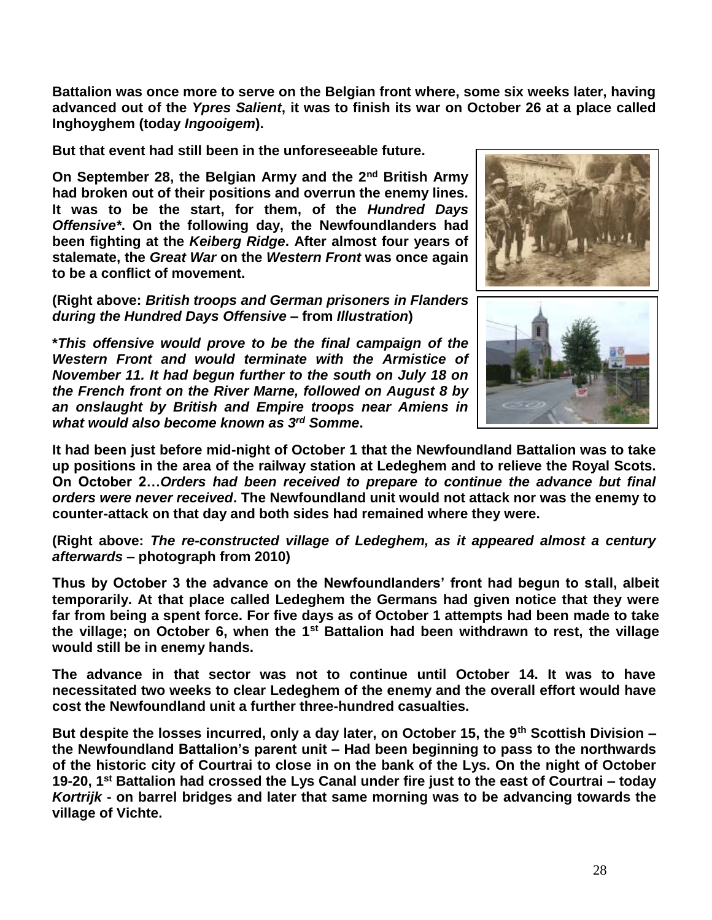**Battalion was once more to serve on the Belgian front where, some six weeks later, having advanced out of the *Ypres Salient*, it was to finish its war on October 26 at a place called Inghoyghem (today *Ingooigem*).**

**But that event had still been in the unforeseeable future.**

**On September 28, the Belgian Army and the 2nd British Army had broken out of their positions and overrun the enemy lines. It was to be the start, for them, of the *Hundred Days Offensive*\*. On the following day, the Newfoundlanders had been fighting at the *Keiberg Ridge*. After almost four years of stalemate, the *Great War* on the *Western Front* was once again to be a conflict of movement.**

**(Right above: *British troops and German prisoners in Flanders during the Hundred Days Offensive* – from *Illustration*)**

***\*This offensive would prove to be the final campaign of the Western Front and would terminate with the Armistice of November 11. It had begun further to the south on July 18 on the French front on the River Marne, followed on August 8 by an onslaught by British and Empire troops near Amiens in what would also become known as 3rd Somme*.**

**It had been just before mid-night of October 1 that the Newfoundland Battalion was to take up positions in the area of the railway station at Ledeghem and to relieve the Royal Scots. On October 2…*Orders had been received to prepare to continue the advance but final orders were never received*. The Newfoundland unit would not attack nor was the enemy to counter-attack on that day and both sides had remained where they were.**

**(Right above: *The re-constructed village of Ledeghem, as it appeared almost a century afterwards* – photograph from 2010)**

**Thus by October 3 the advance on the Newfoundlanders' front had begun to stall, albeit temporarily. At that place called Ledeghem the Germans had given notice that they were far from being a spent force. For five days as of October 1 attempts had been made to take the village; on October 6, when the 1st Battalion had been withdrawn to rest, the village would still be in enemy hands.**

**The advance in that sector was not to continue until October 14. It was to have necessitated two weeks to clear Ledeghem of the enemy and the overall effort would have cost the Newfoundland unit a further three-hundred casualties.**

**But despite the losses incurred, only a day later, on October 15, the 9th Scottish Division – the Newfoundland Battalion's parent unit – Had been beginning to pass to the northwards of the historic city of Courtrai to close in on the bank of the Lys. On the night of October 19-20, 1st Battalion had crossed the Lys Canal under fire just to the east of Courtrai – today *Kortrijk* - on barrel bridges and later that same morning was to be advancing towards the village of Vichte.**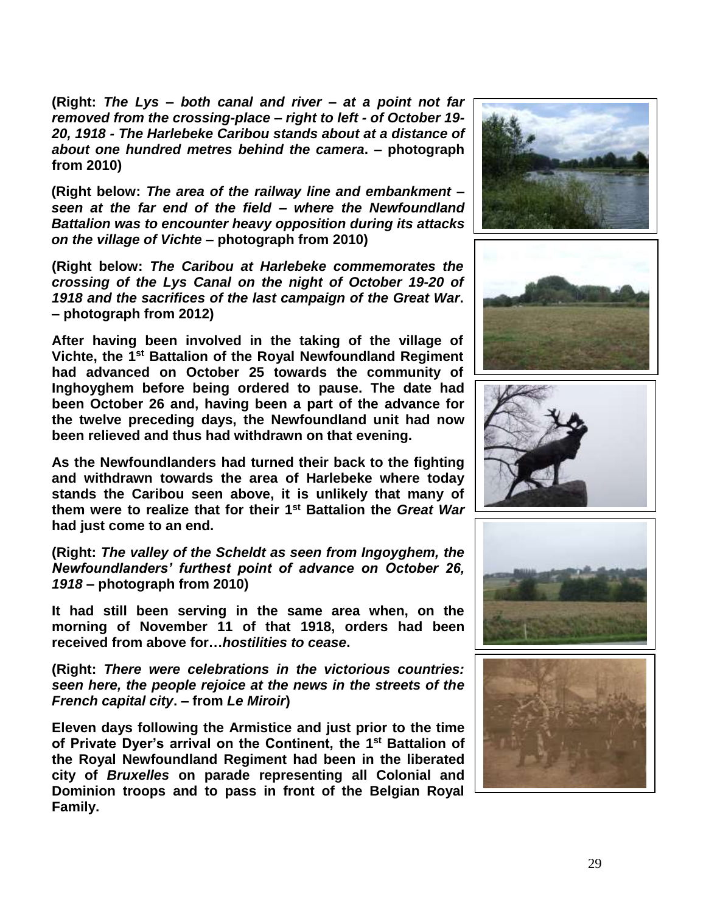**(Right:** ***The Lys – both canal and river – at a point not far removed from the crossing-place – right to left - of October 19-20, 1918 - The Harlebeke Caribou stands about at a distance of about one hundred metres behind the camera*****. – photograph from 2010)**

**(Right below:** ***The area of the railway line and embankment – seen at the far end of the field – where the Newfoundland Battalion was to encounter heavy opposition during its attacks on the village of Vichte*** **– photograph from 2010)**

**(Right below:** ***The Caribou at Harlebeke commemorates the crossing of the Lys Canal on the night of October 19-20 of 1918 and the sacrifices of the last campaign of the Great War*****. – photograph from 2012)**

**After having been involved in the taking of the village of Vichte, the 1st Battalion of the Royal Newfoundland Regiment had advanced on October 25 towards the community of Inghoyghem before being ordered to pause. The date had been October 26 and, having been a part of the advance for the twelve preceding days, the Newfoundland unit had now been relieved and thus had withdrawn on that evening.**

**As the Newfoundlanders had turned their back to the fighting and withdrawn towards the area of Harlebeke where today stands the Caribou seen above, it is unlikely that many of them were to realize that for their 1st Battalion the** ***Great War*** **had just come to an end.**

**(Right:** ***The valley of the Scheldt as seen from Ingoyghem, the Newfoundlanders' furthest point of advance on October 26, 1918*** **– photograph from 2010)**

**It had still been serving in the same area when, on the morning of November 11 of that 1918, orders had been received from above for…*hostilities to cease*.**

**(Right:** ***There were celebrations in the victorious countries: seen here, the people rejoice at the news in the streets of the French capital city*****. – from *Le Miroir*)**

**Eleven days following the Armistice and just prior to the time of Private Dyer's arrival on the Continent, the 1st Battalion of the Royal Newfoundland Regiment had been in the liberated city of *Bruxelles* on parade representing all Colonial and Dominion troops and to pass in front of the Belgian Royal Family.**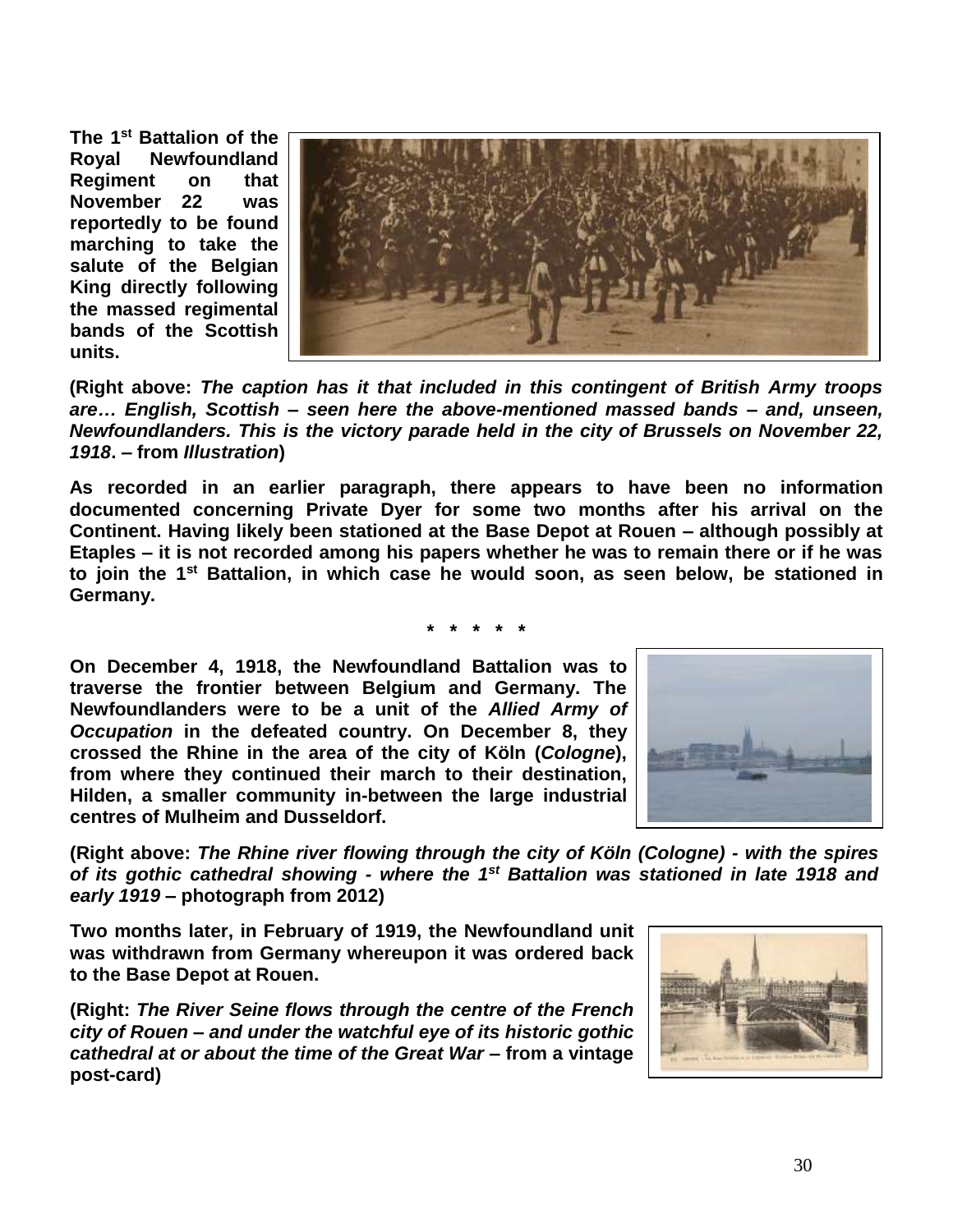**The 1st Battalion of the Royal Newfoundland Regiment on that November 22 was reportedly to be found marching to take the salute of the Belgian King directly following the massed regimental bands of the Scottish units.**

**(Right above: *The caption has it that included in this contingent of British Army troops are… English, Scottish – seen here the above-mentioned massed bands – and, unseen, Newfoundlanders. This is the victory parade held in the city of Brussels on November 22, 1918*. – from *Illustration*)**

**As recorded in an earlier paragraph, there appears to have been no information documented concerning Private Dyer for some two months after his arrival on the Continent. Having likely been stationed at the Base Depot at Rouen – although possibly at Etaples – it is not recorded among his papers whether he was to remain there or if he was to join the 1st Battalion, in which case he would soon, as seen below, be stationed in Germany.**

**\* \* \* \* \***

**On December 4, 1918, the Newfoundland Battalion was to traverse the frontier between Belgium and Germany. The Newfoundlanders were to be a unit of the *Allied Army of Occupation* in the defeated country. On December 8, they crossed the Rhine in the area of the city of Köln (*Cologne*), from where they continued their march to their destination, Hilden, a smaller community in-between the large industrial centres of Mulheim and Dusseldorf.**

**(Right above: *The Rhine river flowing through the city of Köln (Cologne) - with the spires of its gothic cathedral showing - where the 1st Battalion was stationed in late 1918 and early 1919* – photograph from 2012)**

**Two months later, in February of 1919, the Newfoundland unit was withdrawn from Germany whereupon it was ordered back to the Base Depot at Rouen.**

**(Right: *The River Seine flows through the centre of the French city of Rouen – and under the watchful eye of its historic gothic cathedral at or about the time of the Great War* – from a vintage post-card)**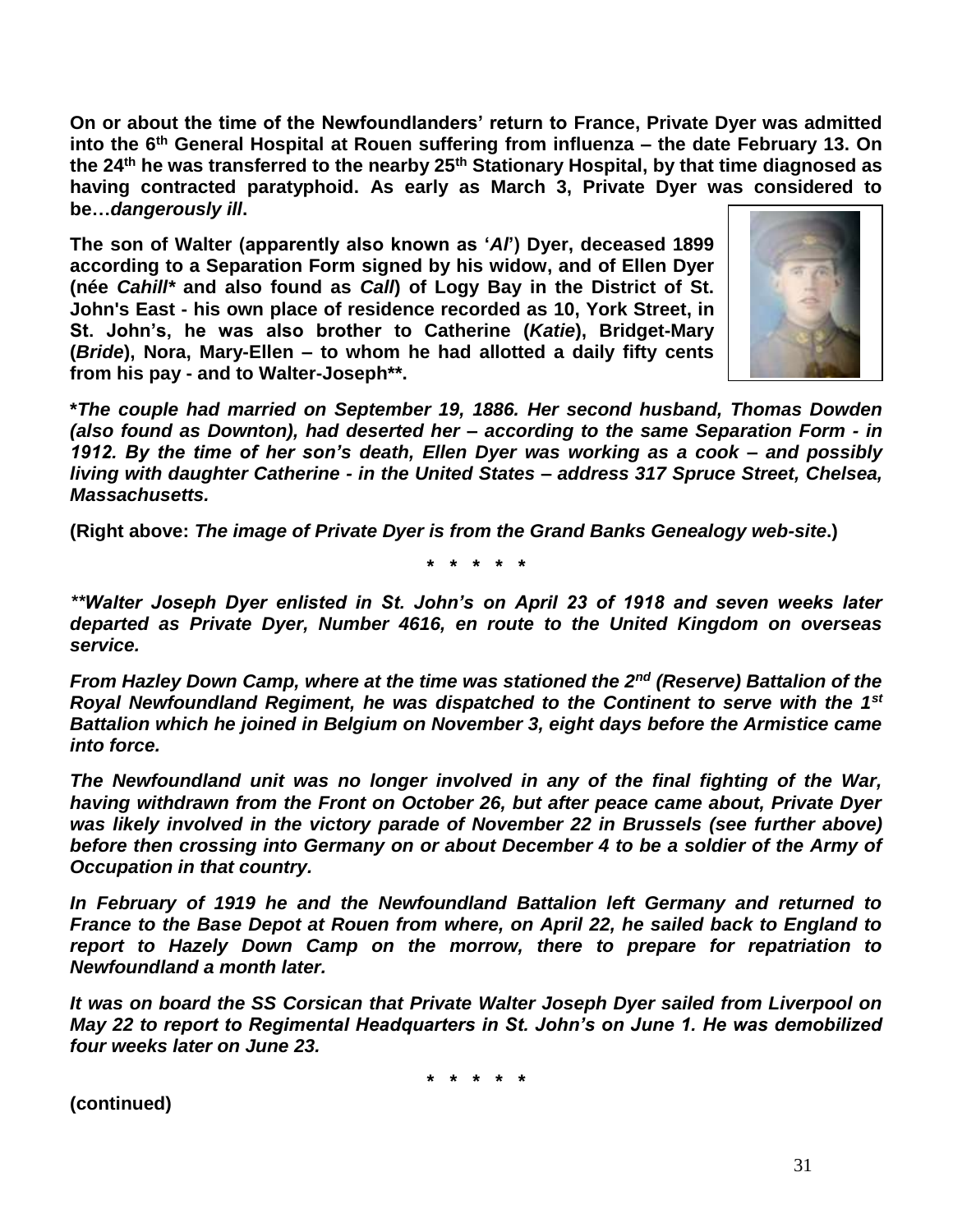**On or about the time of the Newfoundlanders' return to France, Private Dyer was admitted into the 6th General Hospital at Rouen suffering from influenza – the date February 13. On the 24th he was transferred to the nearby 25th Stationary Hospital, by that time diagnosed as having contracted paratyphoid. As early as March 3, Private Dyer was considered to be…*dangerously ill*.**

**The son of Walter (apparently also known as '*Al*') Dyer, deceased 1899 according to a Separation Form signed by his widow, and of Ellen Dyer (née *Cahill** and also found as *Call*) of Logy Bay in the District of St. John's East - his own place of residence recorded as 10, York Street, in St. John's, he was also brother to Catherine (*Katie*), Bridget-Mary (*Bride*), Nora, Mary-Ellen – to whom he had allotted a daily fifty cents from his pay - and to Walter-Joseph**.**

***The couple had married on September 19, 1886. Her second husband, Thomas Dowden (also found as Downton), had deserted her – according to the same Separation Form - in 1912. By the time of her son's death, Ellen Dyer was working as a cook – and possibly living with daughter Catherine - in the United States – address 317 Spruce Street, Chelsea, Massachusetts.***

**(Right above: *The image of Private Dyer is from the Grand Banks Genealogy web-site*.)**

\* \* \* \* \*

***\*\*Walter Joseph Dyer enlisted in St. John's on April 23 of 1918 and seven weeks later departed as Private Dyer, Number 4616, en route to the United Kingdom on overseas service.***

***From Hazley Down Camp, where at the time was stationed the 2nd (Reserve) Battalion of the Royal Newfoundland Regiment, he was dispatched to the Continent to serve with the 1st Battalion which he joined in Belgium on November 3, eight days before the Armistice came into force.***

***The Newfoundland unit was no longer involved in any of the final fighting of the War, having withdrawn from the Front on October 26, but after peace came about, Private Dyer was likely involved in the victory parade of November 22 in Brussels (see further above) before then crossing into Germany on or about December 4 to be a soldier of the Army of Occupation in that country.***

***In February of 1919 he and the Newfoundland Battalion left Germany and returned to France to the Base Depot at Rouen from where, on April 22, he sailed back to England to report to Hazely Down Camp on the morrow, there to prepare for repatriation to Newfoundland a month later.***

***It was on board the SS Corsican that Private Walter Joseph Dyer sailed from Liverpool on May 22 to report to Regimental Headquarters in St. John's on June 1. He was demobilized four weeks later on June 23.***

\* \* \* \* \*

**(continued)**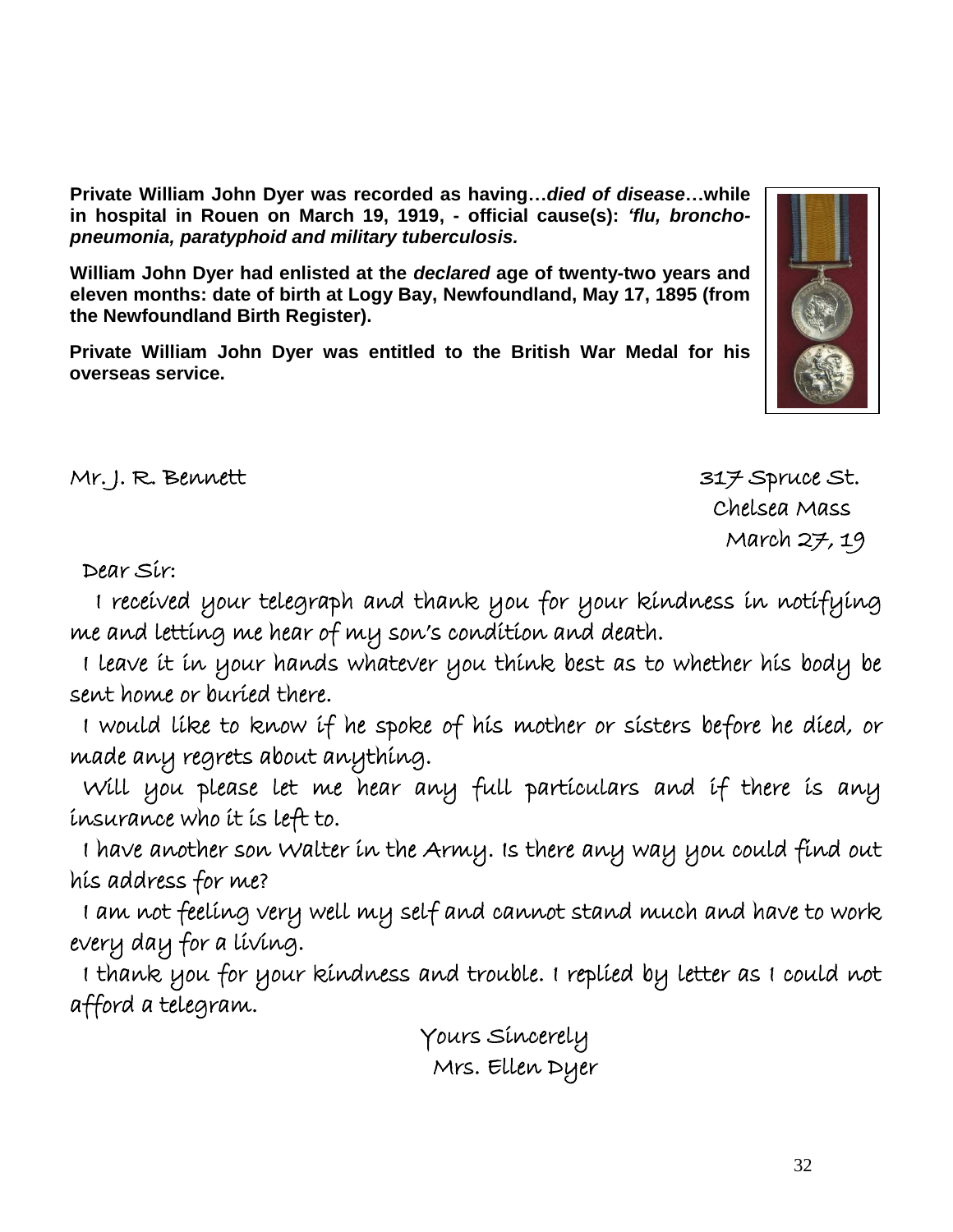**Private William John Dyer was recorded as having…*died of disease*…while in hospital in Rouen on March 19, 1919, - official cause(s): *'flu, broncho-pneumonia, paratyphoid and military tuberculosis.***

**William John Dyer had enlisted at the *declared* age of twenty-two years and eleven months: date of birth at Logy Bay, Newfoundland, May 17, 1895 (from the Newfoundland Birth Register).**

**Private William John Dyer was entitled to the British War Medal for his overseas service.**

Mr. J. R. Bennett

317 Spruce St.
Chelsea Mass
March 27, 19

Dear Sir:

I received your telegraph and thank you for your kindness in notifying me and letting me hear of my son's condition and death.

I leave it in your hands whatever you think best as to whether his body be sent home or buried there.

I would like to know if he spoke of his mother or sisters before he died, or made any regrets about anything.

Will you please let me hear any full particulars and if there is any insurance who it is left to.

I have another son Walter in the Army. Is there any way you could find out his address for me?

I am not feeling very well my self and cannot stand much and have to work every day for a living.

I thank you for your kindness and trouble. I replied by letter as I could not afford a telegram.

Yours Sincerely
Mrs. Ellen Dyer